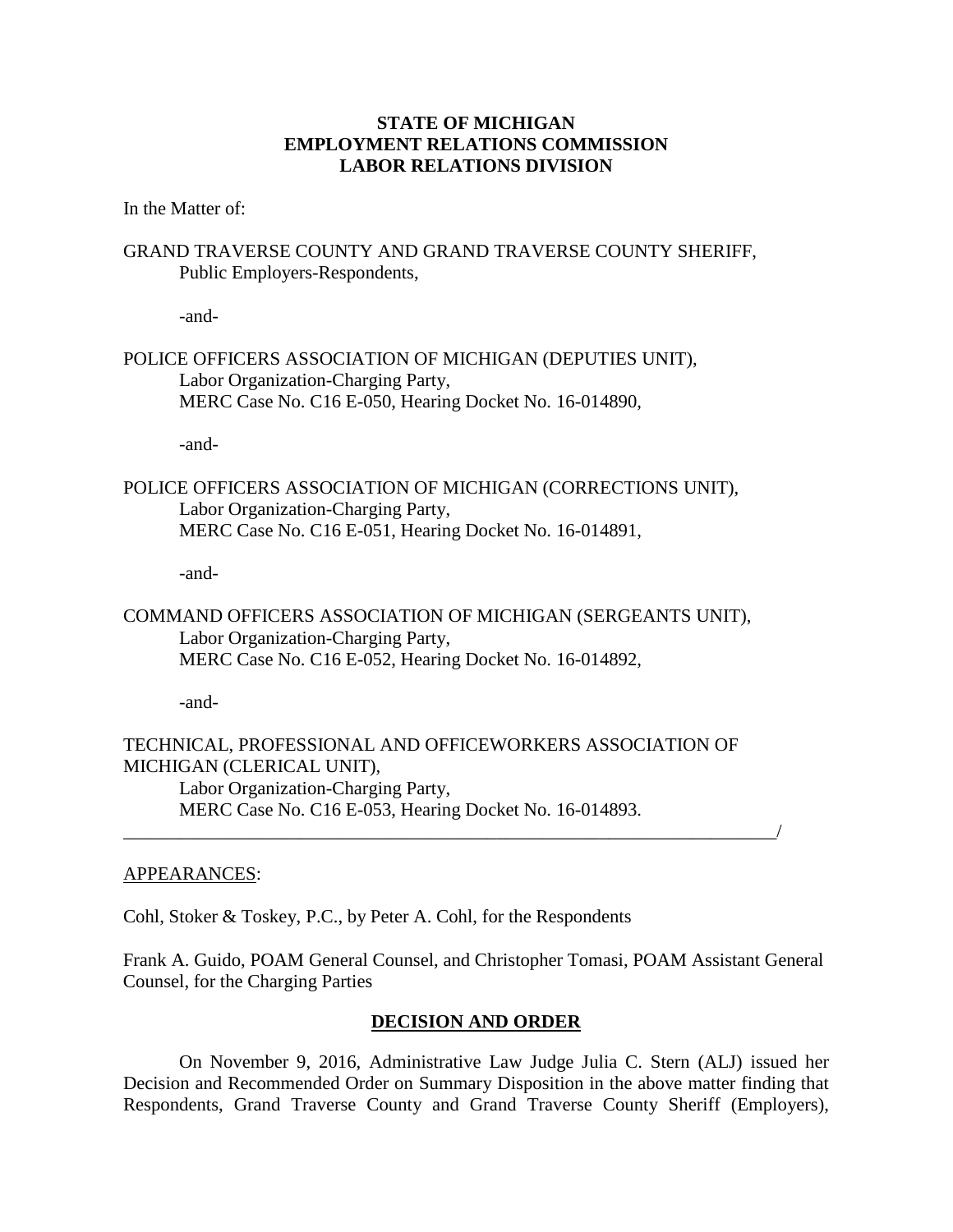**STATE OF MICHIGAN**
**EMPLOYMENT RELATIONS COMMISSION**
**LABOR RELATIONS DIVISION**

In the Matter of:

GRAND TRAVERSE COUNTY AND GRAND TRAVERSE COUNTY SHERIFF,
Public Employers-Respondents,

-and-

POLICE OFFICERS ASSOCIATION OF MICHIGAN (DEPUTIES UNIT),
Labor Organization-Charging Party,
MERC Case No. C16 E-050, Hearing Docket No. 16-014890,

-and-

POLICE OFFICERS ASSOCIATION OF MICHIGAN (CORRECTIONS UNIT),
Labor Organization-Charging Party,
MERC Case No. C16 E-051, Hearing Docket No. 16-014891,

-and-

COMMAND OFFICERS ASSOCIATION OF MICHIGAN (SERGEANTS UNIT),
Labor Organization-Charging Party,
MERC Case No. C16 E-052, Hearing Docket No. 16-014892,

-and-

TECHNICAL, PROFESSIONAL AND OFFICEWORKERS ASSOCIATION OF MICHIGAN (CLERICAL UNIT),
Labor Organization-Charging Party,
MERC Case No. C16 E-053, Hearing Docket No. 16-014893.
_____________________________________________________________________________/

APPEARANCES:

Cohl, Stoker & Toskey, P.C., by Peter A. Cohl, for the Respondents

Frank A. Guido, POAM General Counsel, and Christopher Tomasi, POAM Assistant General Counsel, for the Charging Parties

**DECISION AND ORDER**

On November 9, 2016, Administrative Law Judge Julia C. Stern (ALJ) issued her Decision and Recommended Order on Summary Disposition in the above matter finding that Respondents, Grand Traverse County and Grand Traverse County Sheriff (Employers),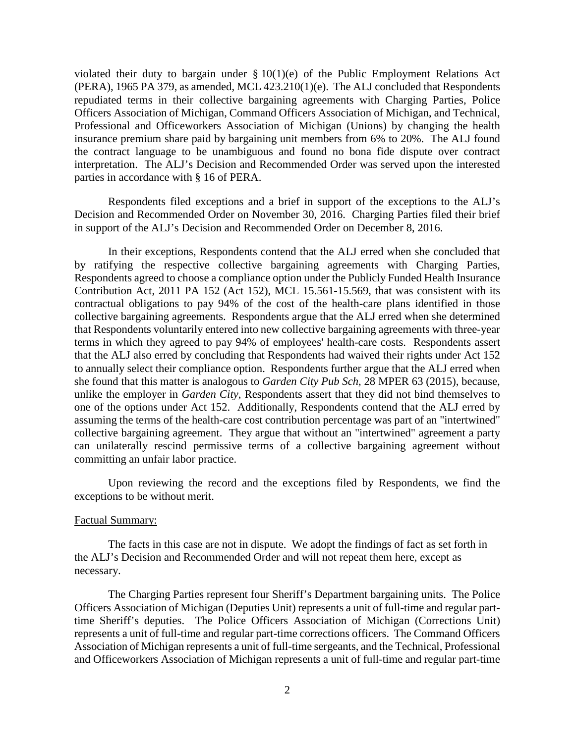violated their duty to bargain under § 10(1)(e) of the Public Employment Relations Act (PERA), 1965 PA 379, as amended, MCL 423.210(1)(e). The ALJ concluded that Respondents repudiated terms in their collective bargaining agreements with Charging Parties, Police Officers Association of Michigan, Command Officers Association of Michigan, and Technical, Professional and Officeworkers Association of Michigan (Unions) by changing the health insurance premium share paid by bargaining unit members from 6% to 20%. The ALJ found the contract language to be unambiguous and found no bona fide dispute over contract interpretation. The ALJ's Decision and Recommended Order was served upon the interested parties in accordance with § 16 of PERA.

Respondents filed exceptions and a brief in support of the exceptions to the ALJ's Decision and Recommended Order on November 30, 2016. Charging Parties filed their brief in support of the ALJ's Decision and Recommended Order on December 8, 2016.

In their exceptions, Respondents contend that the ALJ erred when she concluded that by ratifying the respective collective bargaining agreements with Charging Parties, Respondents agreed to choose a compliance option under the Publicly Funded Health Insurance Contribution Act, 2011 PA 152 (Act 152), MCL 15.561-15.569, that was consistent with its contractual obligations to pay 94% of the cost of the health-care plans identified in those collective bargaining agreements. Respondents argue that the ALJ erred when she determined that Respondents voluntarily entered into new collective bargaining agreements with three-year terms in which they agreed to pay 94% of employees' health-care costs. Respondents assert that the ALJ also erred by concluding that Respondents had waived their rights under Act 152 to annually select their compliance option. Respondents further argue that the ALJ erred when she found that this matter is analogous to *Garden City Pub Sch,* 28 MPER 63 (2015), because, unlike the employer in *Garden City*, Respondents assert that they did not bind themselves to one of the options under Act 152. Additionally, Respondents contend that the ALJ erred by assuming the terms of the health-care cost contribution percentage was part of an "intertwined" collective bargaining agreement. They argue that without an "intertwined" agreement a party can unilaterally rescind permissive terms of a collective bargaining agreement without committing an unfair labor practice.

Upon reviewing the record and the exceptions filed by Respondents, we find the exceptions to be without merit.

## Factual Summary:

The facts in this case are not in dispute. We adopt the findings of fact as set forth in the ALJ's Decision and Recommended Order and will not repeat them here, except as necessary.

The Charging Parties represent four Sheriff's Department bargaining units. The Police Officers Association of Michigan (Deputies Unit) represents a unit of full-time and regular part-time Sheriff's deputies. The Police Officers Association of Michigan (Corrections Unit) represents a unit of full-time and regular part-time corrections officers. The Command Officers Association of Michigan represents a unit of full-time sergeants, and the Technical, Professional and Officeworkers Association of Michigan represents a unit of full-time and regular part-time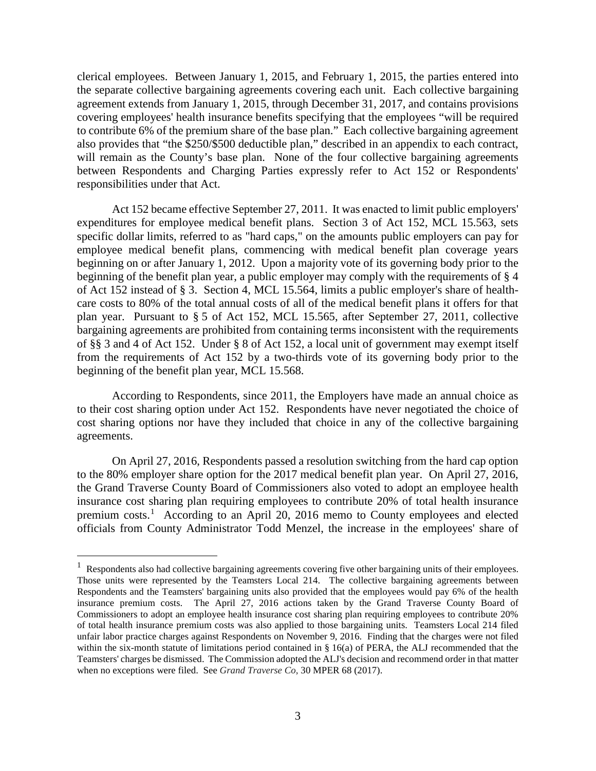clerical employees. Between January 1, 2015, and February 1, 2015, the parties entered into the separate collective bargaining agreements covering each unit. Each collective bargaining agreement extends from January 1, 2015, through December 31, 2017, and contains provisions covering employees' health insurance benefits specifying that the employees "will be required to contribute 6% of the premium share of the base plan." Each collective bargaining agreement also provides that "the $250/$500 deductible plan," described in an appendix to each contract, will remain as the County's base plan. None of the four collective bargaining agreements between Respondents and Charging Parties expressly refer to Act 152 or Respondents' responsibilities under that Act.

Act 152 became effective September 27, 2011. It was enacted to limit public employers' expenditures for employee medical benefit plans. Section 3 of Act 152, MCL 15.563, sets specific dollar limits, referred to as "hard caps," on the amounts public employers can pay for employee medical benefit plans, commencing with medical benefit plan coverage years beginning on or after January 1, 2012. Upon a majority vote of its governing body prior to the beginning of the benefit plan year, a public employer may comply with the requirements of § 4 of Act 152 instead of § 3. Section 4, MCL 15.564, limits a public employer's share of health-care costs to 80% of the total annual costs of all of the medical benefit plans it offers for that plan year. Pursuant to § 5 of Act 152, MCL 15.565, after September 27, 2011, collective bargaining agreements are prohibited from containing terms inconsistent with the requirements of §§ 3 and 4 of Act 152. Under § 8 of Act 152, a local unit of government may exempt itself from the requirements of Act 152 by a two-thirds vote of its governing body prior to the beginning of the benefit plan year, MCL 15.568.

According to Respondents, since 2011, the Employers have made an annual choice as to their cost sharing option under Act 152. Respondents have never negotiated the choice of cost sharing options nor have they included that choice in any of the collective bargaining agreements.

On April 27, 2016, Respondents passed a resolution switching from the hard cap option to the 80% employer share option for the 2017 medical benefit plan year. On April 27, 2016, the Grand Traverse County Board of Commissioners also voted to adopt an employee health insurance cost sharing plan requiring employees to contribute 20% of total health insurance premium costs.[1] According to an April 20, 2016 memo to County employees and elected officials from County Administrator Todd Menzel, the increase in the employees' share of

[1] Respondents also had collective bargaining agreements covering five other bargaining units of their employees. Those units were represented by the Teamsters Local 214. The collective bargaining agreements between Respondents and the Teamsters' bargaining units also provided that the employees would pay 6% of the health insurance premium costs. The April 27, 2016 actions taken by the Grand Traverse County Board of Commissioners to adopt an employee health insurance cost sharing plan requiring employees to contribute 20% of total health insurance premium costs was also applied to those bargaining units. Teamsters Local 214 filed unfair labor practice charges against Respondents on November 9, 2016. Finding that the charges were not filed within the six-month statute of limitations period contained in § 16(a) of PERA, the ALJ recommended that the Teamsters' charges be dismissed. The Commission adopted the ALJ's decision and recommend order in that matter when no exceptions were filed. See *Grand Traverse Co*, 30 MPER 68 (2017).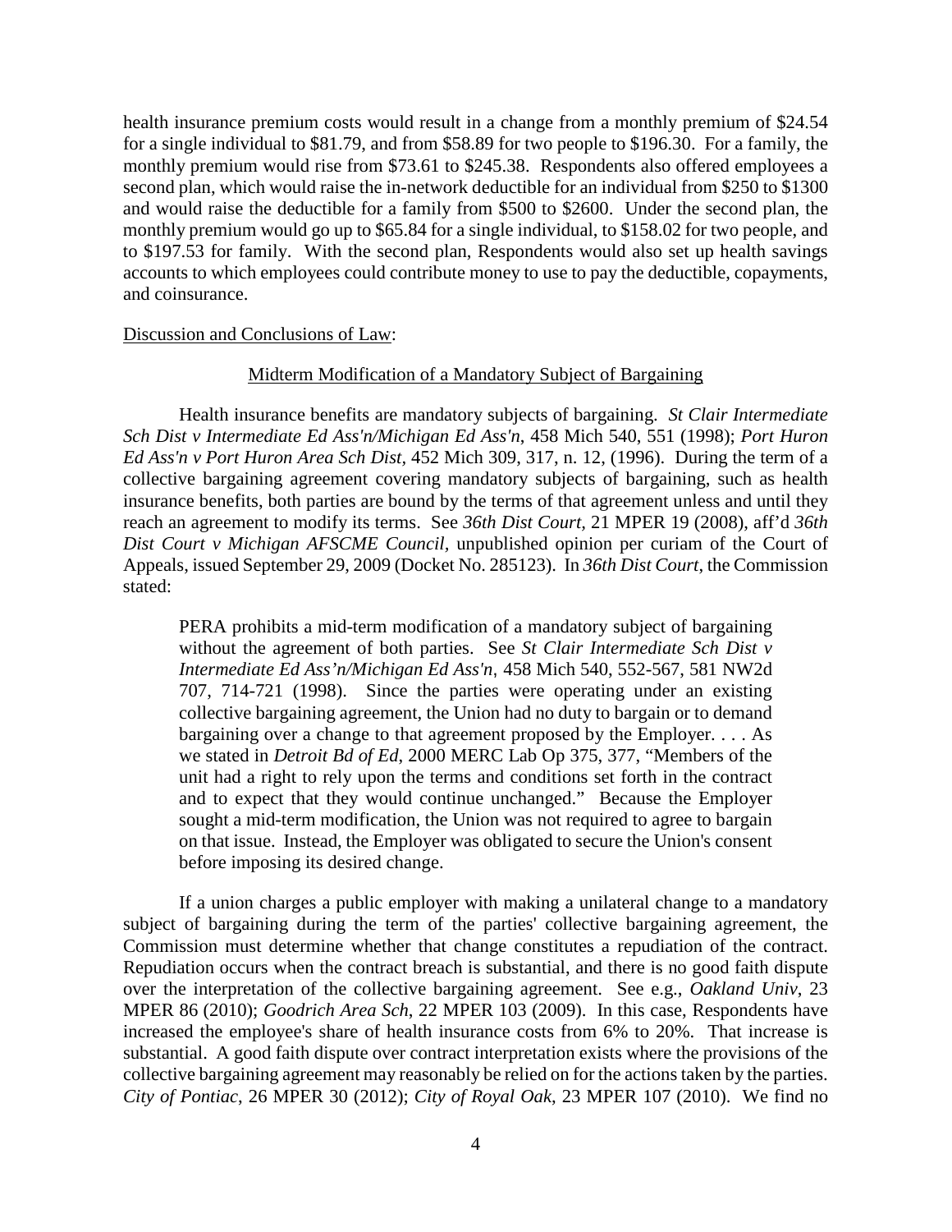health insurance premium costs would result in a change from a monthly premium of $24.54 for a single individual to $81.79, and from $58.89 for two people to $196.30. For a family, the monthly premium would rise from $73.61 to $245.38. Respondents also offered employees a second plan, which would raise the in-network deductible for an individual from $250 to $1300 and would raise the deductible for a family from $500 to $2600. Under the second plan, the monthly premium would go up to $65.84 for a single individual, to $158.02 for two people, and to $197.53 for family. With the second plan, Respondents would also set up health savings accounts to which employees could contribute money to use to pay the deductible, copayments, and coinsurance.

Discussion and Conclusions of Law:

Midterm Modification of a Mandatory Subject of Bargaining

Health insurance benefits are mandatory subjects of bargaining. *St Clair Intermediate Sch Dist v Intermediate Ed Ass'n/Michigan Ed Ass'n*, 458 Mich 540, 551 (1998); *Port Huron Ed Ass'n v Port Huron Area Sch Dist*, 452 Mich 309, 317, n. 12, (1996). During the term of a collective bargaining agreement covering mandatory subjects of bargaining, such as health insurance benefits, both parties are bound by the terms of that agreement unless and until they reach an agreement to modify its terms. See *36th Dist Court*, 21 MPER 19 (2008), aff'd *36th Dist Court v Michigan AFSCME Council*, unpublished opinion per curiam of the Court of Appeals, issued September 29, 2009 (Docket No. 285123). In *36th Dist Court*, the Commission stated:

> PERA prohibits a mid-term modification of a mandatory subject of bargaining without the agreement of both parties. See *St Clair Intermediate Sch Dist v Intermediate Ed Ass'n/Michigan Ed Ass'n*, 458 Mich 540, 552-567, 581 NW2d 707, 714-721 (1998). Since the parties were operating under an existing collective bargaining agreement, the Union had no duty to bargain or to demand bargaining over a change to that agreement proposed by the Employer. . . . As we stated in *Detroit Bd of Ed*, 2000 MERC Lab Op 375, 377, "Members of the unit had a right to rely upon the terms and conditions set forth in the contract and to expect that they would continue unchanged." Because the Employer sought a mid-term modification, the Union was not required to agree to bargain on that issue. Instead, the Employer was obligated to secure the Union's consent before imposing its desired change.

If a union charges a public employer with making a unilateral change to a mandatory subject of bargaining during the term of the parties' collective bargaining agreement, the Commission must determine whether that change constitutes a repudiation of the contract. Repudiation occurs when the contract breach is substantial, and there is no good faith dispute over the interpretation of the collective bargaining agreement. See e.g., *Oakland Univ*, 23 MPER 86 (2010); *Goodrich Area Sch*, 22 MPER 103 (2009). In this case, Respondents have increased the employee's share of health insurance costs from 6% to 20%. That increase is substantial. A good faith dispute over contract interpretation exists where the provisions of the collective bargaining agreement may reasonably be relied on for the actions taken by the parties. *City of Pontiac*, 26 MPER 30 (2012); *City of Royal Oak*, 23 MPER 107 (2010). We find no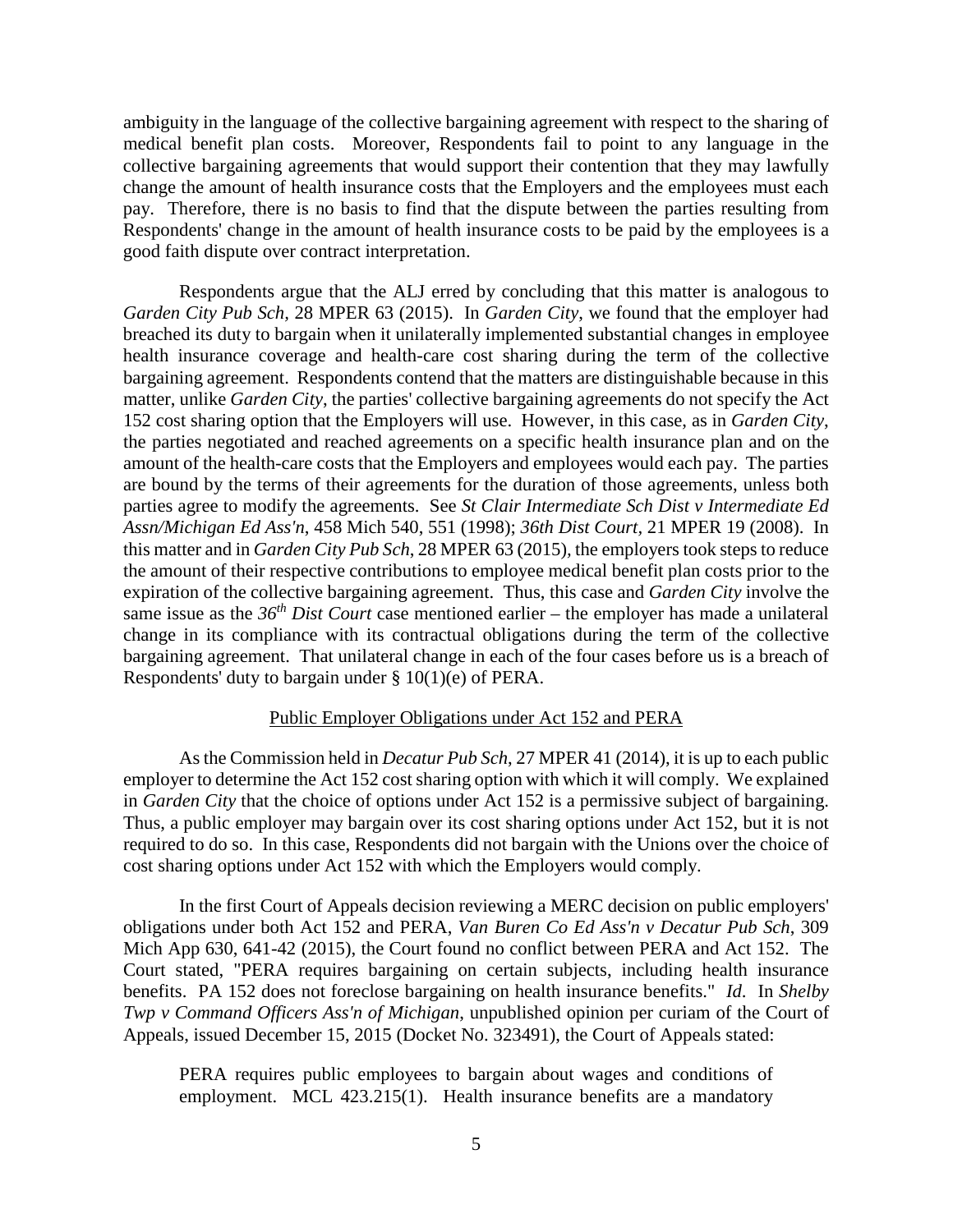ambiguity in the language of the collective bargaining agreement with respect to the sharing of medical benefit plan costs. Moreover, Respondents fail to point to any language in the collective bargaining agreements that would support their contention that they may lawfully change the amount of health insurance costs that the Employers and the employees must each pay. Therefore, there is no basis to find that the dispute between the parties resulting from Respondents' change in the amount of health insurance costs to be paid by the employees is a good faith dispute over contract interpretation.

Respondents argue that the ALJ erred by concluding that this matter is analogous to *Garden City Pub Sch*, 28 MPER 63 (2015). In *Garden City*, we found that the employer had breached its duty to bargain when it unilaterally implemented substantial changes in employee health insurance coverage and health-care cost sharing during the term of the collective bargaining agreement. Respondents contend that the matters are distinguishable because in this matter, unlike *Garden City*, the parties' collective bargaining agreements do not specify the Act 152 cost sharing option that the Employers will use. However, in this case, as in *Garden City*, the parties negotiated and reached agreements on a specific health insurance plan and on the amount of the health-care costs that the Employers and employees would each pay. The parties are bound by the terms of their agreements for the duration of those agreements, unless both parties agree to modify the agreements. See *St Clair Intermediate Sch Dist v Intermediate Ed Assn/Michigan Ed Ass'n*, 458 Mich 540, 551 (1998); *36th Dist Court*, 21 MPER 19 (2008). In this matter and in *Garden City Pub Sch*, 28 MPER 63 (2015), the employers took steps to reduce the amount of their respective contributions to employee medical benefit plan costs prior to the expiration of the collective bargaining agreement. Thus, this case and *Garden City* involve the same issue as the *36th Dist Court* case mentioned earlier – the employer has made a unilateral change in its compliance with its contractual obligations during the term of the collective bargaining agreement. That unilateral change in each of the four cases before us is a breach of Respondents' duty to bargain under § 10(1)(e) of PERA.

## Public Employer Obligations under Act 152 and PERA

As the Commission held in *Decatur Pub Sch*, 27 MPER 41 (2014), it is up to each public employer to determine the Act 152 cost sharing option with which it will comply. We explained in *Garden City* that the choice of options under Act 152 is a permissive subject of bargaining. Thus, a public employer may bargain over its cost sharing options under Act 152, but it is not required to do so. In this case, Respondents did not bargain with the Unions over the choice of cost sharing options under Act 152 with which the Employers would comply.

In the first Court of Appeals decision reviewing a MERC decision on public employers' obligations under both Act 152 and PERA, *Van Buren Co Ed Ass'n v Decatur Pub Sch*, 309 Mich App 630, 641-42 (2015), the Court found no conflict between PERA and Act 152. The Court stated, "PERA requires bargaining on certain subjects, including health insurance benefits. PA 152 does not foreclose bargaining on health insurance benefits." *Id*. In *Shelby Twp v Command Officers Ass'n of Michigan*, unpublished opinion per curiam of the Court of Appeals, issued December 15, 2015 (Docket No. 323491), the Court of Appeals stated:

> PERA requires public employees to bargain about wages and conditions of employment. MCL 423.215(1). Health insurance benefits are a mandatory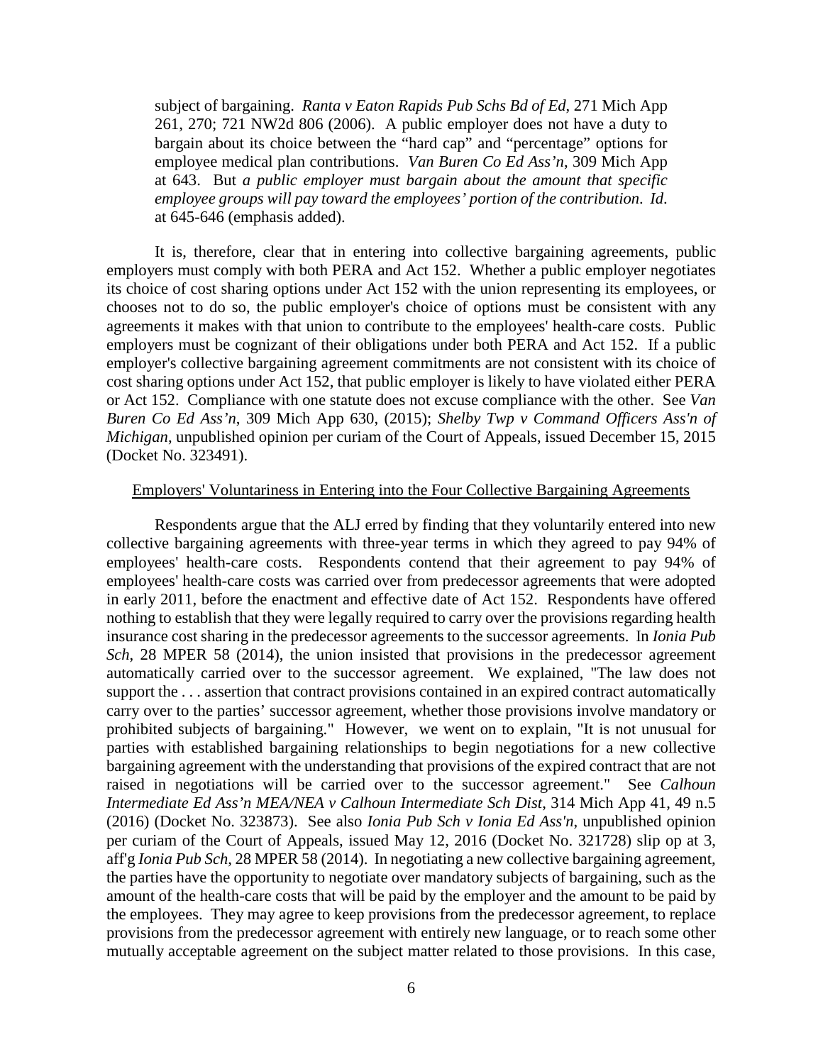subject of bargaining. *Ranta v Eaton Rapids Pub Schs Bd of Ed*, 271 Mich App 261, 270; 721 NW2d 806 (2006). A public employer does not have a duty to bargain about its choice between the "hard cap" and "percentage" options for employee medical plan contributions. *Van Buren Co Ed Ass'n*, 309 Mich App at 643. But *a public employer must bargain about the amount that specific employee groups will pay toward the employees' portion of the contribution*. *Id.* at 645-646 (emphasis added).

It is, therefore, clear that in entering into collective bargaining agreements, public employers must comply with both PERA and Act 152. Whether a public employer negotiates its choice of cost sharing options under Act 152 with the union representing its employees, or chooses not to do so, the public employer's choice of options must be consistent with any agreements it makes with that union to contribute to the employees' health-care costs. Public employers must be cognizant of their obligations under both PERA and Act 152. If a public employer's collective bargaining agreement commitments are not consistent with its choice of cost sharing options under Act 152, that public employer is likely to have violated either PERA or Act 152. Compliance with one statute does not excuse compliance with the other. See *Van Buren Co Ed Ass'n*, 309 Mich App 630, (2015); *Shelby Twp v Command Officers Ass'n of Michigan*, unpublished opinion per curiam of the Court of Appeals, issued December 15, 2015 (Docket No. 323491).

<u>Employers' Voluntariness in Entering into the Four Collective Bargaining Agreements</u>

Respondents argue that the ALJ erred by finding that they voluntarily entered into new collective bargaining agreements with three-year terms in which they agreed to pay 94% of employees' health-care costs. Respondents contend that their agreement to pay 94% of employees' health-care costs was carried over from predecessor agreements that were adopted in early 2011, before the enactment and effective date of Act 152. Respondents have offered nothing to establish that they were legally required to carry over the provisions regarding health insurance cost sharing in the predecessor agreements to the successor agreements. In *Ionia Pub Sch*, 28 MPER 58 (2014), the union insisted that provisions in the predecessor agreement automatically carried over to the successor agreement. We explained, "The law does not support the . . . assertion that contract provisions contained in an expired contract automatically carry over to the parties' successor agreement, whether those provisions involve mandatory or prohibited subjects of bargaining." However, we went on to explain, "It is not unusual for parties with established bargaining relationships to begin negotiations for a new collective bargaining agreement with the understanding that provisions of the expired contract that are not raised in negotiations will be carried over to the successor agreement." See *Calhoun Intermediate Ed Ass'n MEA/NEA v Calhoun Intermediate Sch Dist*, 314 Mich App 41, 49 n.5 (2016) (Docket No. 323873). See also *Ionia Pub Sch v Ionia Ed Ass'n*, unpublished opinion per curiam of the Court of Appeals, issued May 12, 2016 (Docket No. 321728) slip op at 3, aff'g *Ionia Pub Sch*, 28 MPER 58 (2014). In negotiating a new collective bargaining agreement, the parties have the opportunity to negotiate over mandatory subjects of bargaining, such as the amount of the health-care costs that will be paid by the employer and the amount to be paid by the employees. They may agree to keep provisions from the predecessor agreement, to replace provisions from the predecessor agreement with entirely new language, or to reach some other mutually acceptable agreement on the subject matter related to those provisions. In this case,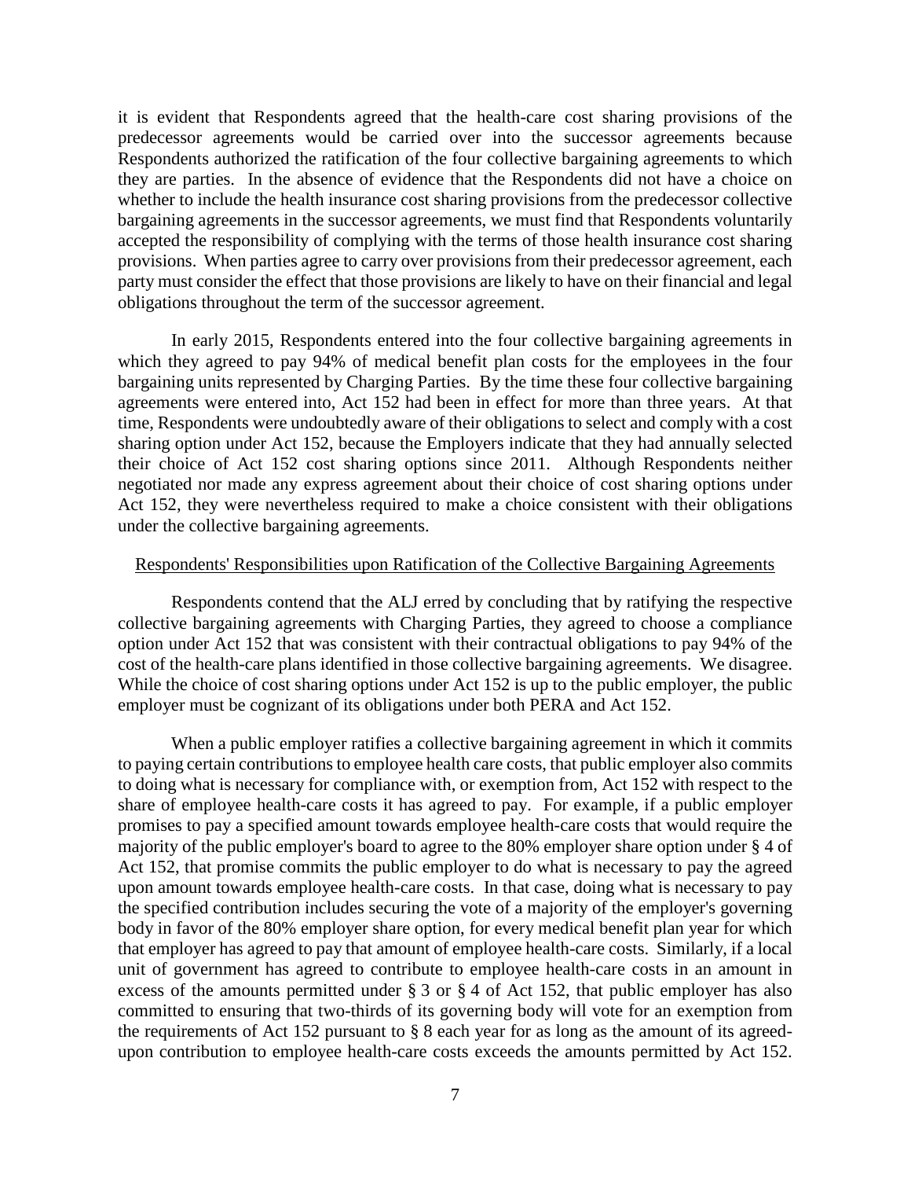it is evident that Respondents agreed that the health-care cost sharing provisions of the predecessor agreements would be carried over into the successor agreements because Respondents authorized the ratification of the four collective bargaining agreements to which they are parties. In the absence of evidence that the Respondents did not have a choice on whether to include the health insurance cost sharing provisions from the predecessor collective bargaining agreements in the successor agreements, we must find that Respondents voluntarily accepted the responsibility of complying with the terms of those health insurance cost sharing provisions. When parties agree to carry over provisions from their predecessor agreement, each party must consider the effect that those provisions are likely to have on their financial and legal obligations throughout the term of the successor agreement.

In early 2015, Respondents entered into the four collective bargaining agreements in which they agreed to pay 94% of medical benefit plan costs for the employees in the four bargaining units represented by Charging Parties. By the time these four collective bargaining agreements were entered into, Act 152 had been in effect for more than three years. At that time, Respondents were undoubtedly aware of their obligations to select and comply with a cost sharing option under Act 152, because the Employers indicate that they had annually selected their choice of Act 152 cost sharing options since 2011. Although Respondents neither negotiated nor made any express agreement about their choice of cost sharing options under Act 152, they were nevertheless required to make a choice consistent with their obligations under the collective bargaining agreements.

<u>Respondents' Responsibilities upon Ratification of the Collective Bargaining Agreements</u>

Respondents contend that the ALJ erred by concluding that by ratifying the respective collective bargaining agreements with Charging Parties, they agreed to choose a compliance option under Act 152 that was consistent with their contractual obligations to pay 94% of the cost of the health-care plans identified in those collective bargaining agreements. We disagree. While the choice of cost sharing options under Act 152 is up to the public employer, the public employer must be cognizant of its obligations under both PERA and Act 152.

When a public employer ratifies a collective bargaining agreement in which it commits to paying certain contributions to employee health care costs, that public employer also commits to doing what is necessary for compliance with, or exemption from, Act 152 with respect to the share of employee health-care costs it has agreed to pay. For example, if a public employer promises to pay a specified amount towards employee health-care costs that would require the majority of the public employer's board to agree to the 80% employer share option under § 4 of Act 152, that promise commits the public employer to do what is necessary to pay the agreed upon amount towards employee health-care costs. In that case, doing what is necessary to pay the specified contribution includes securing the vote of a majority of the employer's governing body in favor of the 80% employer share option, for every medical benefit plan year for which that employer has agreed to pay that amount of employee health-care costs. Similarly, if a local unit of government has agreed to contribute to employee health-care costs in an amount in excess of the amounts permitted under § 3 or § 4 of Act 152, that public employer has also committed to ensuring that two-thirds of its governing body will vote for an exemption from the requirements of Act 152 pursuant to § 8 each year for as long as the amount of its agreed-upon contribution to employee health-care costs exceeds the amounts permitted by Act 152.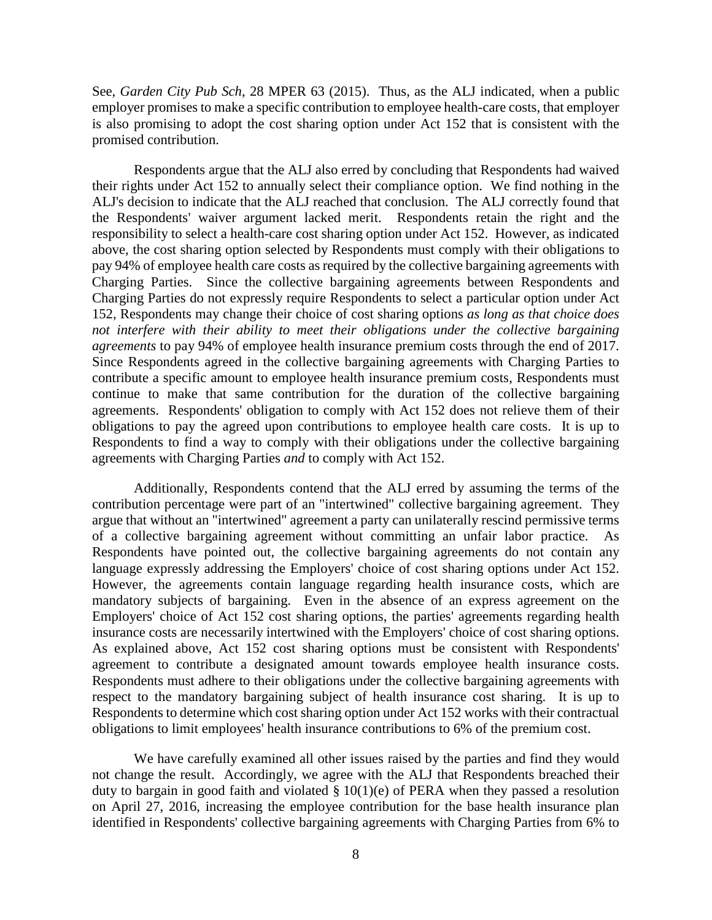See, *Garden City Pub Sch*, 28 MPER 63 (2015). Thus, as the ALJ indicated, when a public employer promises to make a specific contribution to employee health-care costs, that employer is also promising to adopt the cost sharing option under Act 152 that is consistent with the promised contribution.

Respondents argue that the ALJ also erred by concluding that Respondents had waived their rights under Act 152 to annually select their compliance option. We find nothing in the ALJ's decision to indicate that the ALJ reached that conclusion. The ALJ correctly found that the Respondents' waiver argument lacked merit. Respondents retain the right and the responsibility to select a health-care cost sharing option under Act 152. However, as indicated above, the cost sharing option selected by Respondents must comply with their obligations to pay 94% of employee health care costs as required by the collective bargaining agreements with Charging Parties. Since the collective bargaining agreements between Respondents and Charging Parties do not expressly require Respondents to select a particular option under Act 152, Respondents may change their choice of cost sharing options *as long as that choice does not interfere with their ability to meet their obligations under the collective bargaining agreements* to pay 94% of employee health insurance premium costs through the end of 2017. Since Respondents agreed in the collective bargaining agreements with Charging Parties to contribute a specific amount to employee health insurance premium costs, Respondents must continue to make that same contribution for the duration of the collective bargaining agreements. Respondents' obligation to comply with Act 152 does not relieve them of their obligations to pay the agreed upon contributions to employee health care costs. It is up to Respondents to find a way to comply with their obligations under the collective bargaining agreements with Charging Parties *and* to comply with Act 152.

Additionally, Respondents contend that the ALJ erred by assuming the terms of the contribution percentage were part of an "intertwined" collective bargaining agreement. They argue that without an "intertwined" agreement a party can unilaterally rescind permissive terms of a collective bargaining agreement without committing an unfair labor practice. As Respondents have pointed out, the collective bargaining agreements do not contain any language expressly addressing the Employers' choice of cost sharing options under Act 152. However, the agreements contain language regarding health insurance costs, which are mandatory subjects of bargaining. Even in the absence of an express agreement on the Employers' choice of Act 152 cost sharing options, the parties' agreements regarding health insurance costs are necessarily intertwined with the Employers' choice of cost sharing options. As explained above, Act 152 cost sharing options must be consistent with Respondents' agreement to contribute a designated amount towards employee health insurance costs. Respondents must adhere to their obligations under the collective bargaining agreements with respect to the mandatory bargaining subject of health insurance cost sharing. It is up to Respondents to determine which cost sharing option under Act 152 works with their contractual obligations to limit employees' health insurance contributions to 6% of the premium cost.

We have carefully examined all other issues raised by the parties and find they would not change the result. Accordingly, we agree with the ALJ that Respondents breached their duty to bargain in good faith and violated § 10(1)(e) of PERA when they passed a resolution on April 27, 2016, increasing the employee contribution for the base health insurance plan identified in Respondents' collective bargaining agreements with Charging Parties from 6% to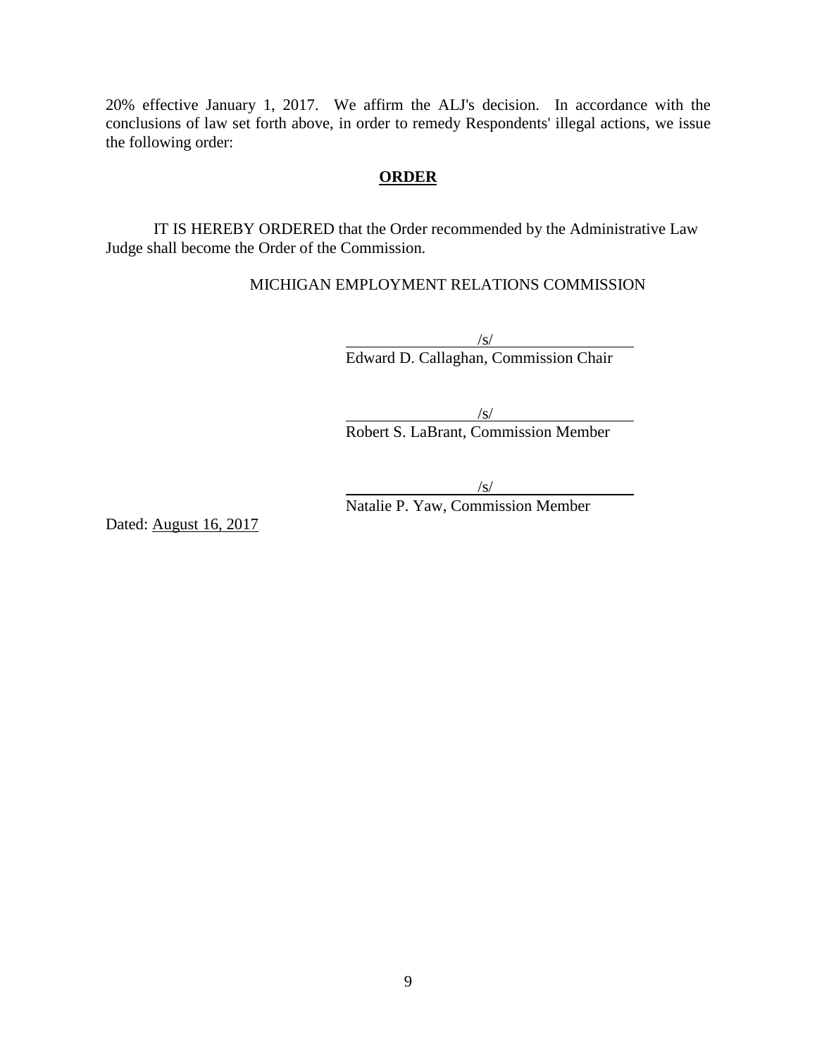20% effective January 1, 2017. We affirm the ALJ's decision. In accordance with the conclusions of law set forth above, in order to remedy Respondents' illegal actions, we issue the following order:

## ORDER

IT IS HEREBY ORDERED that the Order recommended by the Administrative Law Judge shall become the Order of the Commission.

MICHIGAN EMPLOYMENT RELATIONS COMMISSION

/s/
Edward D. Callaghan, Commission Chair

/s/
Robert S. LaBrant, Commission Member

/s/
Natalie P. Yaw, Commission Member

Dated: August 16, 2017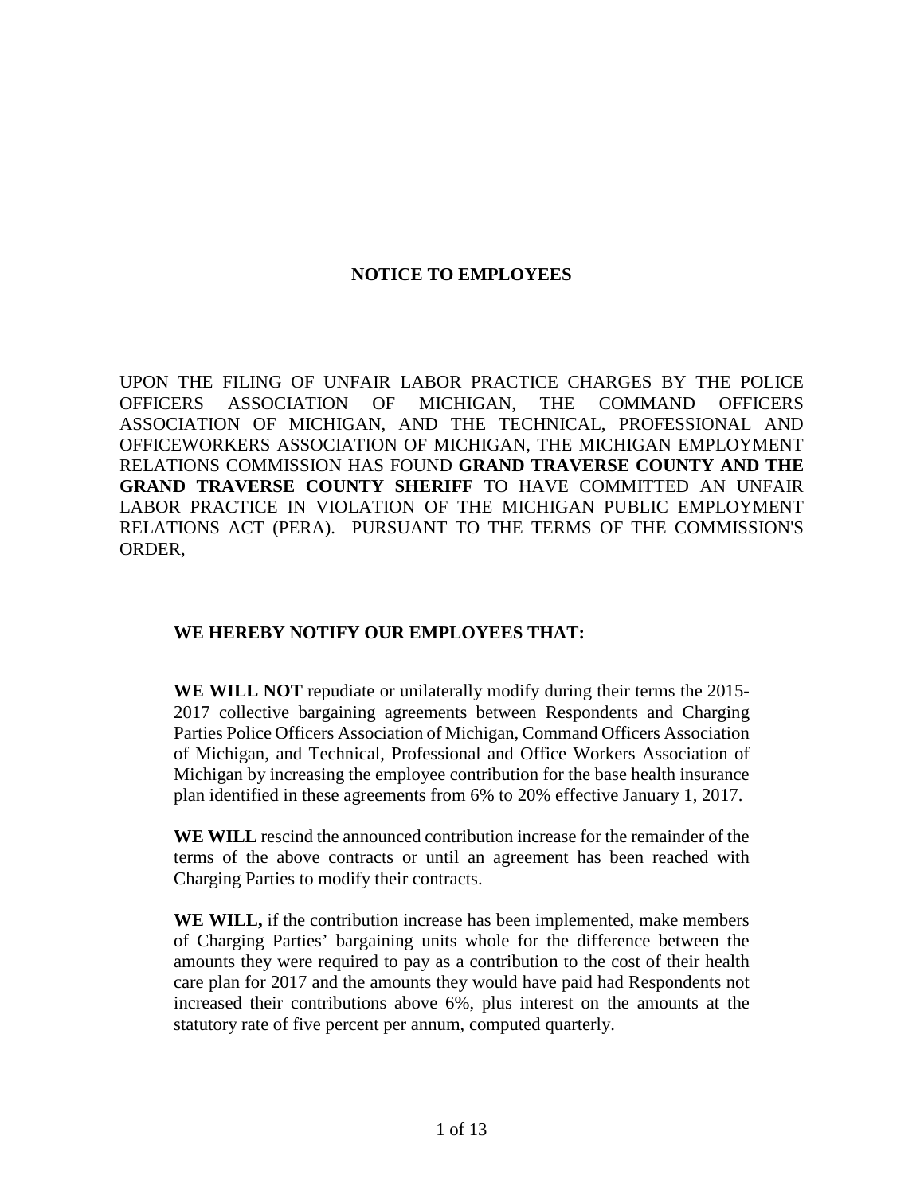## NOTICE TO EMPLOYEES

UPON THE FILING OF UNFAIR LABOR PRACTICE CHARGES BY THE POLICE OFFICERS ASSOCIATION OF MICHIGAN, THE COMMAND OFFICERS ASSOCIATION OF MICHIGAN, AND THE TECHNICAL, PROFESSIONAL AND OFFICEWORKERS ASSOCIATION OF MICHIGAN, THE MICHIGAN EMPLOYMENT RELATIONS COMMISSION HAS FOUND **GRAND TRAVERSE COUNTY AND THE GRAND TRAVERSE COUNTY SHERIFF** TO HAVE COMMITTED AN UNFAIR LABOR PRACTICE IN VIOLATION OF THE MICHIGAN PUBLIC EMPLOYMENT RELATIONS ACT (PERA). PURSUANT TO THE TERMS OF THE COMMISSION'S ORDER,

**WE HEREBY NOTIFY OUR EMPLOYEES THAT:**

**WE WILL NOT** repudiate or unilaterally modify during their terms the 2015-2017 collective bargaining agreements between Respondents and Charging Parties Police Officers Association of Michigan, Command Officers Association of Michigan, and Technical, Professional and Office Workers Association of Michigan by increasing the employee contribution for the base health insurance plan identified in these agreements from 6% to 20% effective January 1, 2017.

**WE WILL** rescind the announced contribution increase for the remainder of the terms of the above contracts or until an agreement has been reached with Charging Parties to modify their contracts.

**WE WILL,** if the contribution increase has been implemented, make members of Charging Parties' bargaining units whole for the difference between the amounts they were required to pay as a contribution to the cost of their health care plan for 2017 and the amounts they would have paid had Respondents not increased their contributions above 6%, plus interest on the amounts at the statutory rate of five percent per annum, computed quarterly.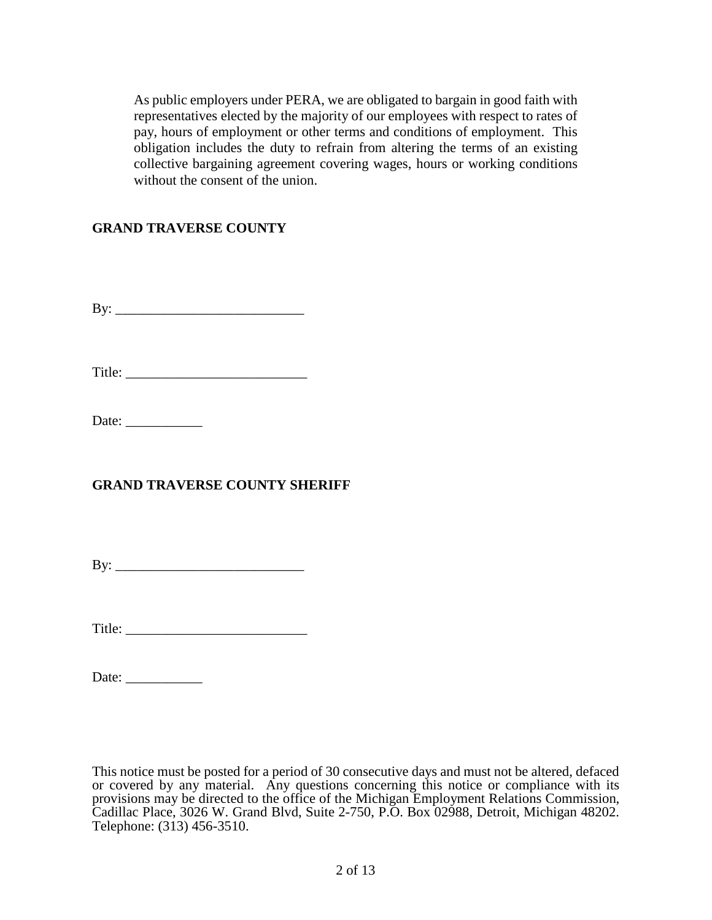As public employers under PERA, we are obligated to bargain in good faith with representatives elected by the majority of our employees with respect to rates of pay, hours of employment or other terms and conditions of employment. This obligation includes the duty to refrain from altering the terms of an existing collective bargaining agreement covering wages, hours or working conditions without the consent of the union.

**GRAND TRAVERSE COUNTY**

By: ___________________________

Title: __________________________

Date: ___________

**GRAND TRAVERSE COUNTY SHERIFF**

By: ___________________________

Title: __________________________

Date: ___________

This notice must be posted for a period of 30 consecutive days and must not be altered, defaced or covered by any material. Any questions concerning this notice or compliance with its provisions may be directed to the office of the Michigan Employment Relations Commission, Cadillac Place, 3026 W. Grand Blvd, Suite 2-750, P.O. Box 02988, Detroit, Michigan 48202. Telephone: (313) 456-3510.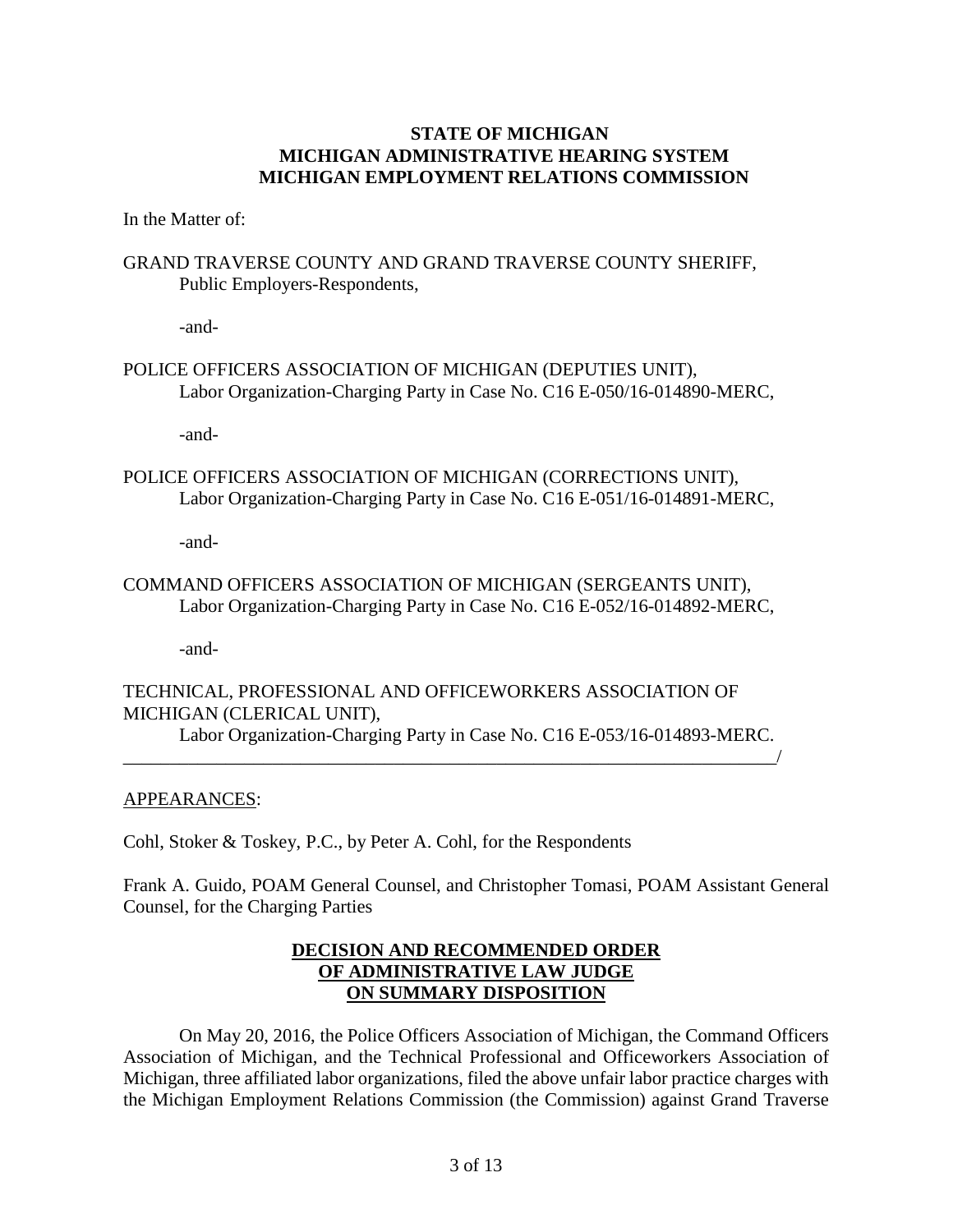**STATE OF MICHIGAN**
**MICHIGAN ADMINISTRATIVE HEARING SYSTEM**
**MICHIGAN EMPLOYMENT RELATIONS COMMISSION**

In the Matter of:

GRAND TRAVERSE COUNTY AND GRAND TRAVERSE COUNTY SHERIFF,
Public Employers-Respondents,

-and-

POLICE OFFICERS ASSOCIATION OF MICHIGAN (DEPUTIES UNIT),
Labor Organization-Charging Party in Case No. C16 E-050/16-014890-MERC,

-and-

POLICE OFFICERS ASSOCIATION OF MICHIGAN (CORRECTIONS UNIT),
Labor Organization-Charging Party in Case No. C16 E-051/16-014891-MERC,

-and-

COMMAND OFFICERS ASSOCIATION OF MICHIGAN (SERGEANTS UNIT),
Labor Organization-Charging Party in Case No. C16 E-052/16-014892-MERC,

-and-

TECHNICAL, PROFESSIONAL AND OFFICEWORKERS ASSOCIATION OF MICHIGAN (CLERICAL UNIT),
Labor Organization-Charging Party in Case No. C16 E-053/16-014893-MERC.
\_\_\_\_\_\_\_\_\_\_\_\_\_\_\_\_\_\_\_\_\_\_\_\_\_\_\_\_\_\_\_\_\_\_\_\_\_\_\_\_\_\_\_\_\_\_\_\_\_\_\_\_\_\_\_\_\_\_\_\_\_\_\_\_\_\_\_\_\_\_\_\_\_/

APPEARANCES:

Cohl, Stoker & Toskey, P.C., by Peter A. Cohl, for the Respondents

Frank A. Guido, POAM General Counsel, and Christopher Tomasi, POAM Assistant General Counsel, for the Charging Parties

**DECISION AND RECOMMENDED ORDER**
**OF ADMINISTRATIVE LAW JUDGE**
**ON SUMMARY DISPOSITION**

On May 20, 2016, the Police Officers Association of Michigan, the Command Officers Association of Michigan, and the Technical Professional and Officeworkers Association of Michigan, three affiliated labor organizations, filed the above unfair labor practice charges with the Michigan Employment Relations Commission (the Commission) against Grand Traverse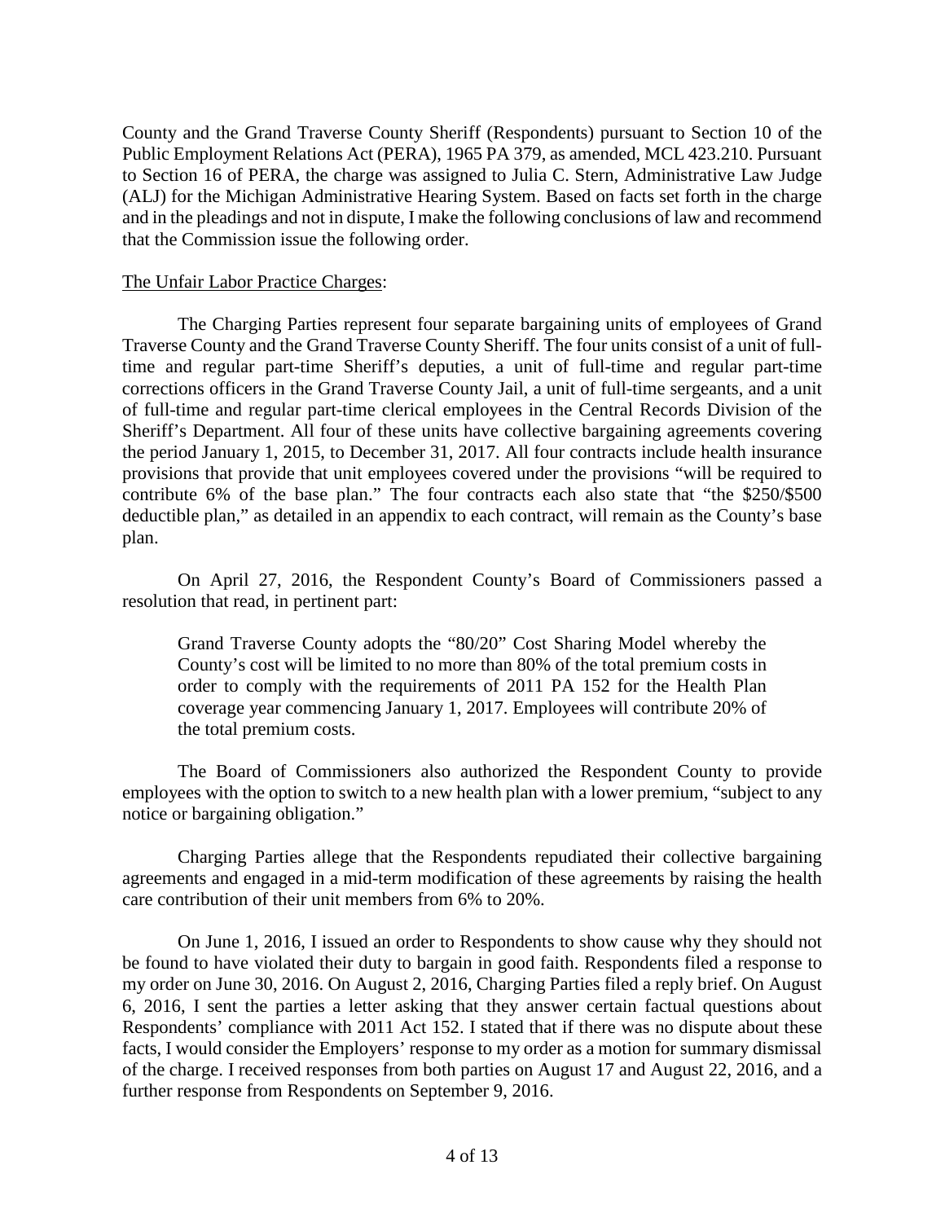County and the Grand Traverse County Sheriff (Respondents) pursuant to Section 10 of the Public Employment Relations Act (PERA), 1965 PA 379, as amended, MCL 423.210. Pursuant to Section 16 of PERA, the charge was assigned to Julia C. Stern, Administrative Law Judge (ALJ) for the Michigan Administrative Hearing System. Based on facts set forth in the charge and in the pleadings and not in dispute, I make the following conclusions of law and recommend that the Commission issue the following order.

The Unfair Labor Practice Charges:

The Charging Parties represent four separate bargaining units of employees of Grand Traverse County and the Grand Traverse County Sheriff. The four units consist of a unit of full-time and regular part-time Sheriff's deputies, a unit of full-time and regular part-time corrections officers in the Grand Traverse County Jail, a unit of full-time sergeants, and a unit of full-time and regular part-time clerical employees in the Central Records Division of the Sheriff's Department. All four of these units have collective bargaining agreements covering the period January 1, 2015, to December 31, 2017. All four contracts include health insurance provisions that provide that unit employees covered under the provisions "will be required to contribute 6% of the base plan." The four contracts each also state that "the $250/$500 deductible plan," as detailed in an appendix to each contract, will remain as the County's base plan.

On April 27, 2016, the Respondent County's Board of Commissioners passed a resolution that read, in pertinent part:

> Grand Traverse County adopts the "80/20" Cost Sharing Model whereby the County's cost will be limited to no more than 80% of the total premium costs in order to comply with the requirements of 2011 PA 152 for the Health Plan coverage year commencing January 1, 2017. Employees will contribute 20% of the total premium costs.

The Board of Commissioners also authorized the Respondent County to provide employees with the option to switch to a new health plan with a lower premium, "subject to any notice or bargaining obligation."

Charging Parties allege that the Respondents repudiated their collective bargaining agreements and engaged in a mid-term modification of these agreements by raising the health care contribution of their unit members from 6% to 20%.

On June 1, 2016, I issued an order to Respondents to show cause why they should not be found to have violated their duty to bargain in good faith. Respondents filed a response to my order on June 30, 2016. On August 2, 2016, Charging Parties filed a reply brief. On August 6, 2016, I sent the parties a letter asking that they answer certain factual questions about Respondents' compliance with 2011 Act 152. I stated that if there was no dispute about these facts, I would consider the Employers' response to my order as a motion for summary dismissal of the charge. I received responses from both parties on August 17 and August 22, 2016, and a further response from Respondents on September 9, 2016.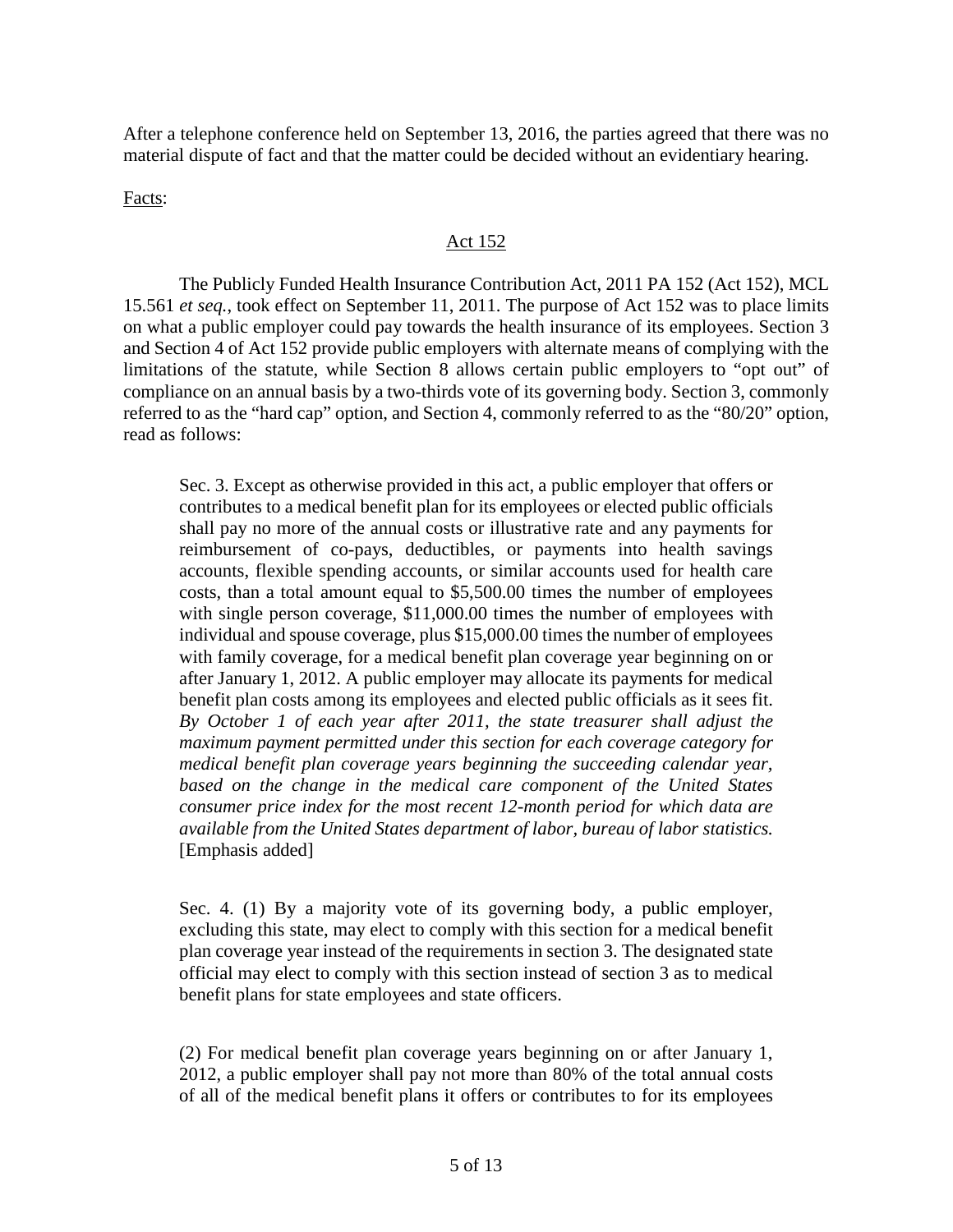After a telephone conference held on September 13, 2016, the parties agreed that there was no material dispute of fact and that the matter could be decided without an evidentiary hearing.

Facts:

Act 152

The Publicly Funded Health Insurance Contribution Act, 2011 PA 152 (Act 152), MCL 15.561 *et seq.*, took effect on September 11, 2011. The purpose of Act 152 was to place limits on what a public employer could pay towards the health insurance of its employees. Section 3 and Section 4 of Act 152 provide public employers with alternate means of complying with the limitations of the statute, while Section 8 allows certain public employers to "opt out" of compliance on an annual basis by a two-thirds vote of its governing body. Section 3, commonly referred to as the "hard cap" option, and Section 4, commonly referred to as the "80/20" option, read as follows:

> Sec. 3. Except as otherwise provided in this act, a public employer that offers or contributes to a medical benefit plan for its employees or elected public officials shall pay no more of the annual costs or illustrative rate and any payments for reimbursement of co-pays, deductibles, or payments into health savings accounts, flexible spending accounts, or similar accounts used for health care costs, than a total amount equal to $5,500.00 times the number of employees with single person coverage, $11,000.00 times the number of employees with individual and spouse coverage, plus $15,000.00 times the number of employees with family coverage, for a medical benefit plan coverage year beginning on or after January 1, 2012. A public employer may allocate its payments for medical benefit plan costs among its employees and elected public officials as it sees fit. *By October 1 of each year after 2011, the state treasurer shall adjust the maximum payment permitted under this section for each coverage category for medical benefit plan coverage years beginning the succeeding calendar year, based on the change in the medical care component of the United States consumer price index for the most recent 12-month period for which data are available from the United States department of labor, bureau of labor statistics.* [Emphasis added]

> Sec. 4. (1) By a majority vote of its governing body, a public employer, excluding this state, may elect to comply with this section for a medical benefit plan coverage year instead of the requirements in section 3. The designated state official may elect to comply with this section instead of section 3 as to medical benefit plans for state employees and state officers.

> (2) For medical benefit plan coverage years beginning on or after January 1, 2012, a public employer shall pay not more than 80% of the total annual costs of all of the medical benefit plans it offers or contributes to for its employees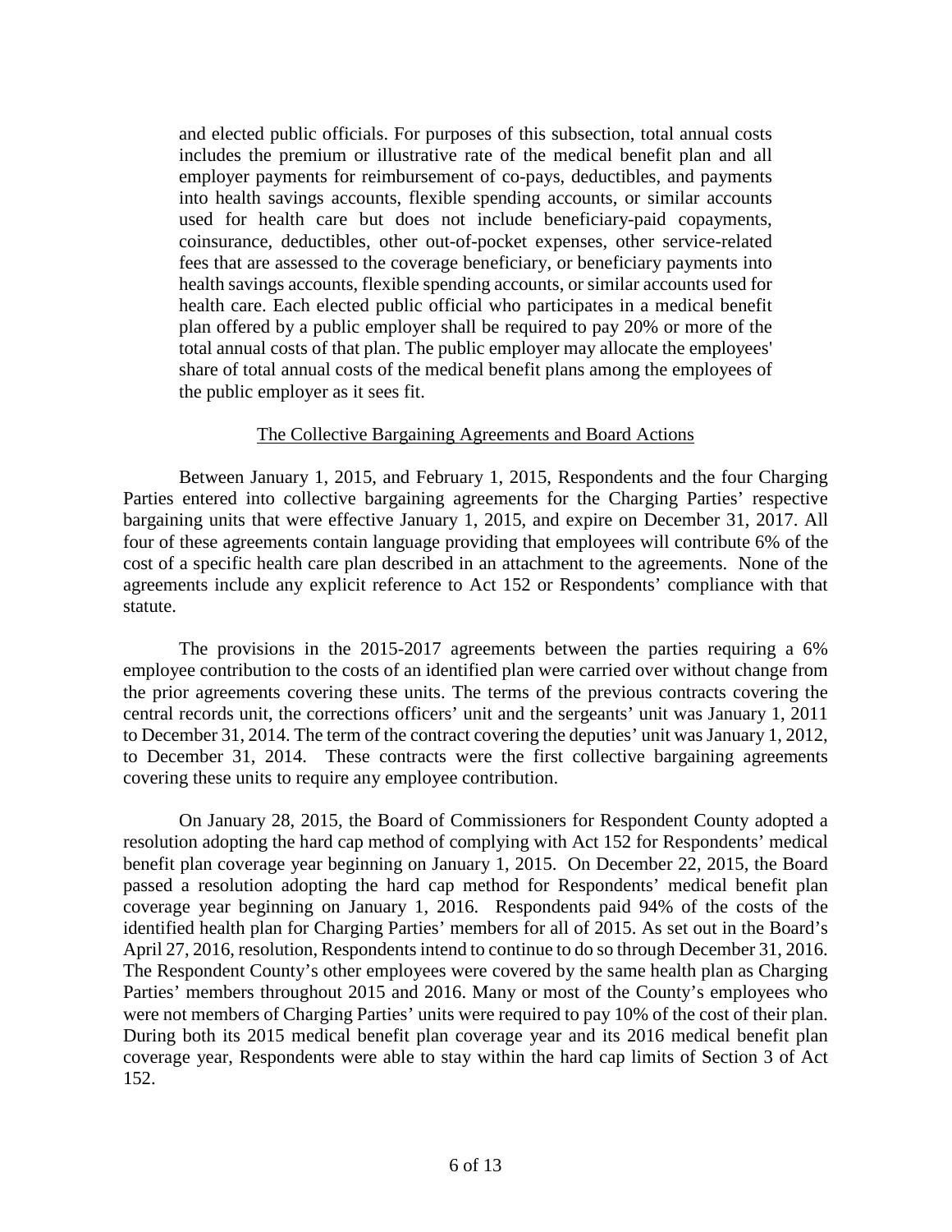and elected public officials. For purposes of this subsection, total annual costs includes the premium or illustrative rate of the medical benefit plan and all employer payments for reimbursement of co-pays, deductibles, and payments into health savings accounts, flexible spending accounts, or similar accounts used for health care but does not include beneficiary-paid copayments, coinsurance, deductibles, other out-of-pocket expenses, other service-related fees that are assessed to the coverage beneficiary, or beneficiary payments into health savings accounts, flexible spending accounts, or similar accounts used for health care. Each elected public official who participates in a medical benefit plan offered by a public employer shall be required to pay 20% or more of the total annual costs of that plan. The public employer may allocate the employees' share of total annual costs of the medical benefit plans among the employees of the public employer as it sees fit.

## The Collective Bargaining Agreements and Board Actions

Between January 1, 2015, and February 1, 2015, Respondents and the four Charging Parties entered into collective bargaining agreements for the Charging Parties' respective bargaining units that were effective January 1, 2015, and expire on December 31, 2017. All four of these agreements contain language providing that employees will contribute 6% of the cost of a specific health care plan described in an attachment to the agreements. None of the agreements include any explicit reference to Act 152 or Respondents' compliance with that statute.

The provisions in the 2015-2017 agreements between the parties requiring a 6% employee contribution to the costs of an identified plan were carried over without change from the prior agreements covering these units. The terms of the previous contracts covering the central records unit, the corrections officers' unit and the sergeants' unit was January 1, 2011 to December 31, 2014. The term of the contract covering the deputies' unit was January 1, 2012, to December 31, 2014. These contracts were the first collective bargaining agreements covering these units to require any employee contribution.

On January 28, 2015, the Board of Commissioners for Respondent County adopted a resolution adopting the hard cap method of complying with Act 152 for Respondents' medical benefit plan coverage year beginning on January 1, 2015. On December 22, 2015, the Board passed a resolution adopting the hard cap method for Respondents' medical benefit plan coverage year beginning on January 1, 2016. Respondents paid 94% of the costs of the identified health plan for Charging Parties' members for all of 2015. As set out in the Board's April 27, 2016, resolution, Respondents intend to continue to do so through December 31, 2016. The Respondent County's other employees were covered by the same health plan as Charging Parties' members throughout 2015 and 2016. Many or most of the County's employees who were not members of Charging Parties' units were required to pay 10% of the cost of their plan. During both its 2015 medical benefit plan coverage year and its 2016 medical benefit plan coverage year, Respondents were able to stay within the hard cap limits of Section 3 of Act 152.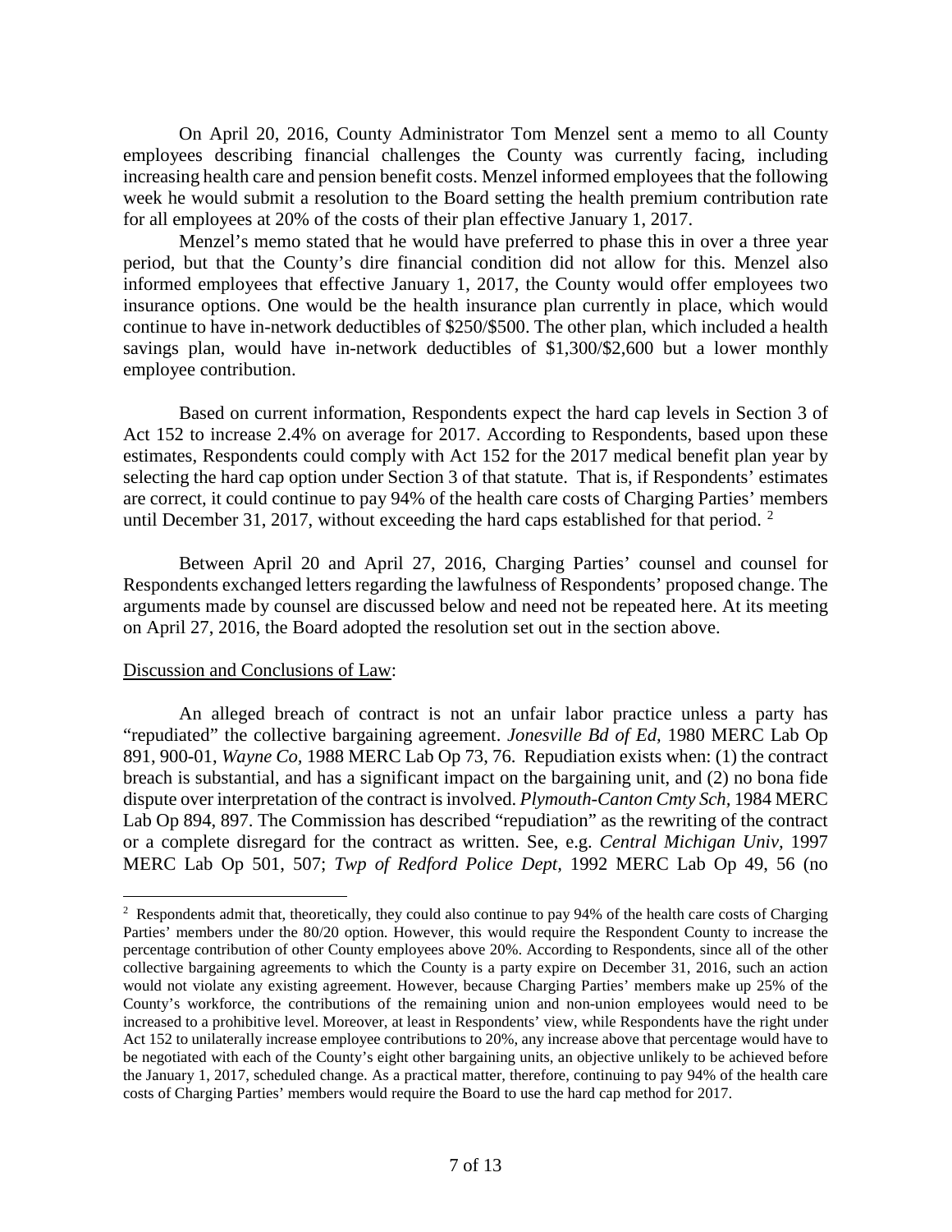On April 20, 2016, County Administrator Tom Menzel sent a memo to all County employees describing financial challenges the County was currently facing, including increasing health care and pension benefit costs. Menzel informed employees that the following week he would submit a resolution to the Board setting the health premium contribution rate for all employees at 20% of the costs of their plan effective January 1, 2017.

Menzel's memo stated that he would have preferred to phase this in over a three year period, but that the County's dire financial condition did not allow for this. Menzel also informed employees that effective January 1, 2017, the County would offer employees two insurance options. One would be the health insurance plan currently in place, which would continue to have in-network deductibles of $250/$500. The other plan, which included a health savings plan, would have in-network deductibles of $1,300/$2,600 but a lower monthly employee contribution.

Based on current information, Respondents expect the hard cap levels in Section 3 of Act 152 to increase 2.4% on average for 2017. According to Respondents, based upon these estimates, Respondents could comply with Act 152 for the 2017 medical benefit plan year by selecting the hard cap option under Section 3 of that statute. That is, if Respondents' estimates are correct, it could continue to pay 94% of the health care costs of Charging Parties' members until December 31, 2017, without exceeding the hard caps established for that period. [2]

Between April 20 and April 27, 2016, Charging Parties' counsel and counsel for Respondents exchanged letters regarding the lawfulness of Respondents' proposed change. The arguments made by counsel are discussed below and need not be repeated here. At its meeting on April 27, 2016, the Board adopted the resolution set out in the section above.

<u>Discussion and Conclusions of Law</u>:

An alleged breach of contract is not an unfair labor practice unless a party has "repudiated" the collective bargaining agreement. *Jonesville Bd of Ed*, 1980 MERC Lab Op 891, 900-01, *Wayne Co*, 1988 MERC Lab Op 73, 76. Repudiation exists when: (1) the contract breach is substantial, and has a significant impact on the bargaining unit, and (2) no bona fide dispute over interpretation of the contract is involved. *Plymouth-Canton Cmty Sch*, 1984 MERC Lab Op 894, 897. The Commission has described "repudiation" as the rewriting of the contract or a complete disregard for the contract as written. See, e.g. *Central Michigan Univ*, 1997 MERC Lab Op 501, 507; *Twp of Redford Police Dept*, 1992 MERC Lab Op 49, 56 (no

---

[2] Respondents admit that, theoretically, they could also continue to pay 94% of the health care costs of Charging Parties' members under the 80/20 option. However, this would require the Respondent County to increase the percentage contribution of other County employees above 20%. According to Respondents, since all of the other collective bargaining agreements to which the County is a party expire on December 31, 2016, such an action would not violate any existing agreement. However, because Charging Parties' members make up 25% of the County's workforce, the contributions of the remaining union and non-union employees would need to be increased to a prohibitive level. Moreover, at least in Respondents' view, while Respondents have the right under Act 152 to unilaterally increase employee contributions to 20%, any increase above that percentage would have to be negotiated with each of the County's eight other bargaining units, an objective unlikely to be achieved before the January 1, 2017, scheduled change. As a practical matter, therefore, continuing to pay 94% of the health care costs of Charging Parties' members would require the Board to use the hard cap method for 2017.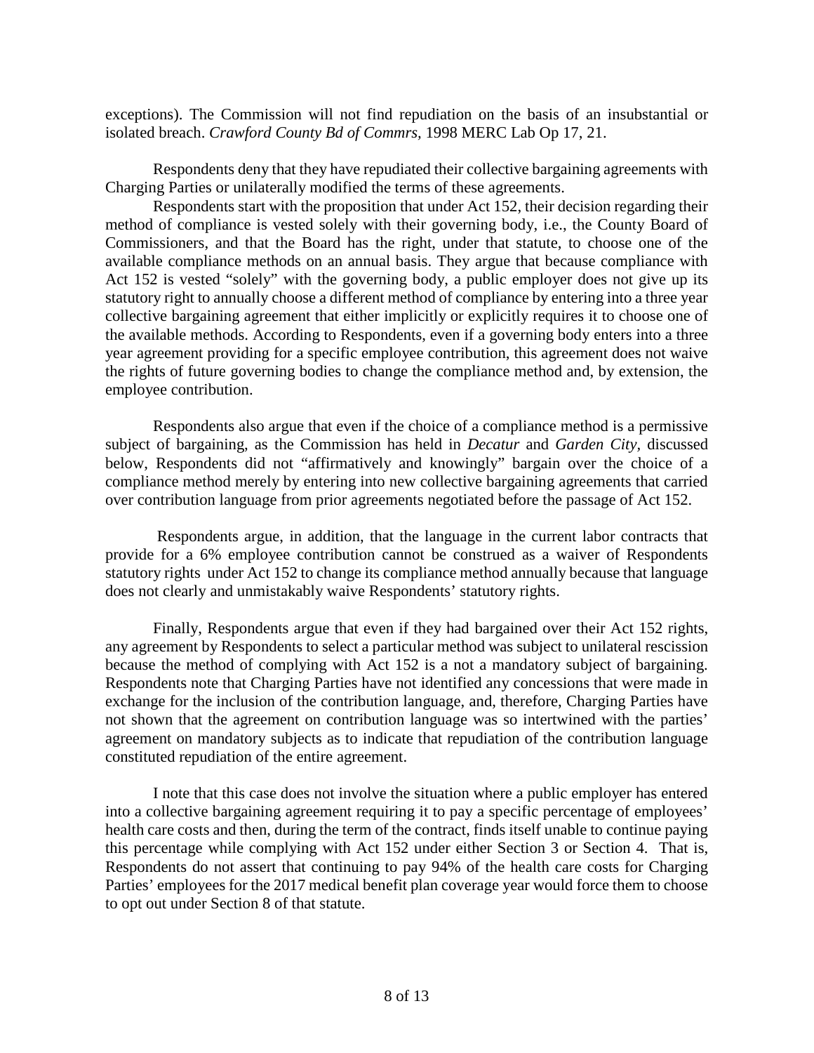exceptions). The Commission will not find repudiation on the basis of an insubstantial or isolated breach. *Crawford County Bd of Commrs,* 1998 MERC Lab Op 17, 21.

Respondents deny that they have repudiated their collective bargaining agreements with Charging Parties or unilaterally modified the terms of these agreements.

Respondents start with the proposition that under Act 152, their decision regarding their method of compliance is vested solely with their governing body, i.e., the County Board of Commissioners, and that the Board has the right, under that statute, to choose one of the available compliance methods on an annual basis. They argue that because compliance with Act 152 is vested "solely" with the governing body, a public employer does not give up its statutory right to annually choose a different method of compliance by entering into a three year collective bargaining agreement that either implicitly or explicitly requires it to choose one of the available methods. According to Respondents, even if a governing body enters into a three year agreement providing for a specific employee contribution, this agreement does not waive the rights of future governing bodies to change the compliance method and, by extension, the employee contribution.

Respondents also argue that even if the choice of a compliance method is a permissive subject of bargaining, as the Commission has held in *Decatur* and *Garden City*, discussed below, Respondents did not "affirmatively and knowingly" bargain over the choice of a compliance method merely by entering into new collective bargaining agreements that carried over contribution language from prior agreements negotiated before the passage of Act 152.

Respondents argue, in addition, that the language in the current labor contracts that provide for a 6% employee contribution cannot be construed as a waiver of Respondents statutory rights under Act 152 to change its compliance method annually because that language does not clearly and unmistakably waive Respondents' statutory rights.

Finally, Respondents argue that even if they had bargained over their Act 152 rights, any agreement by Respondents to select a particular method was subject to unilateral rescission because the method of complying with Act 152 is a not a mandatory subject of bargaining. Respondents note that Charging Parties have not identified any concessions that were made in exchange for the inclusion of the contribution language, and, therefore, Charging Parties have not shown that the agreement on contribution language was so intertwined with the parties' agreement on mandatory subjects as to indicate that repudiation of the contribution language constituted repudiation of the entire agreement.

I note that this case does not involve the situation where a public employer has entered into a collective bargaining agreement requiring it to pay a specific percentage of employees' health care costs and then, during the term of the contract, finds itself unable to continue paying this percentage while complying with Act 152 under either Section 3 or Section 4. That is, Respondents do not assert that continuing to pay 94% of the health care costs for Charging Parties' employees for the 2017 medical benefit plan coverage year would force them to choose to opt out under Section 8 of that statute.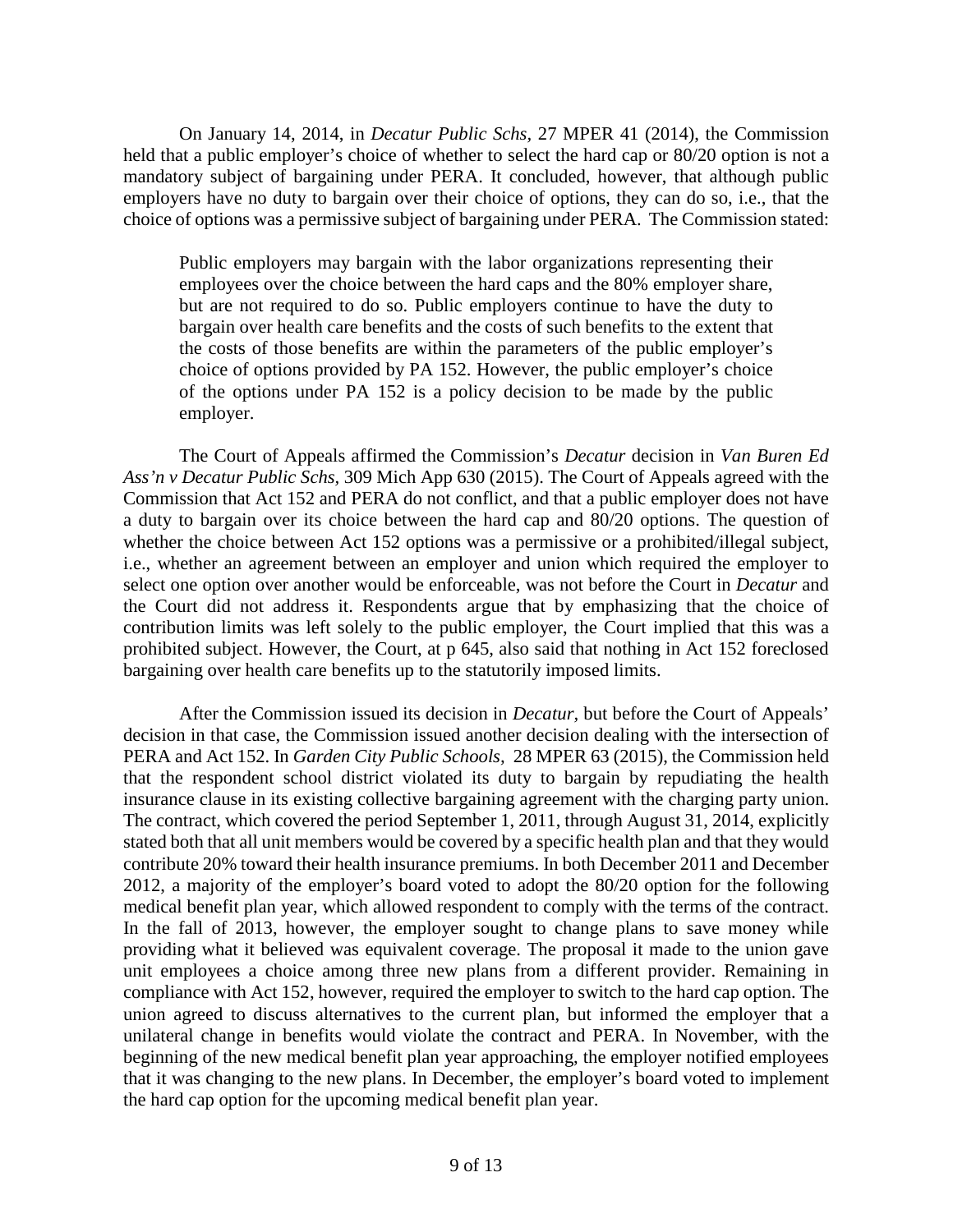On January 14, 2014, in *Decatur Public Schs*, 27 MPER 41 (2014), the Commission held that a public employer's choice of whether to select the hard cap or 80/20 option is not a mandatory subject of bargaining under PERA. It concluded, however, that although public employers have no duty to bargain over their choice of options, they can do so, i.e., that the choice of options was a permissive subject of bargaining under PERA. The Commission stated:

> Public employers may bargain with the labor organizations representing their employees over the choice between the hard caps and the 80% employer share, but are not required to do so. Public employers continue to have the duty to bargain over health care benefits and the costs of such benefits to the extent that the costs of those benefits are within the parameters of the public employer's choice of options provided by PA 152. However, the public employer's choice of the options under PA 152 is a policy decision to be made by the public employer.

The Court of Appeals affirmed the Commission's *Decatur* decision in *Van Buren Ed Ass'n v Decatur Public Schs*, 309 Mich App 630 (2015). The Court of Appeals agreed with the Commission that Act 152 and PERA do not conflict, and that a public employer does not have a duty to bargain over its choice between the hard cap and 80/20 options. The question of whether the choice between Act 152 options was a permissive or a prohibited/illegal subject, i.e., whether an agreement between an employer and union which required the employer to select one option over another would be enforceable, was not before the Court in *Decatur* and the Court did not address it. Respondents argue that by emphasizing that the choice of contribution limits was left solely to the public employer, the Court implied that this was a prohibited subject. However, the Court, at p 645, also said that nothing in Act 152 foreclosed bargaining over health care benefits up to the statutorily imposed limits.

After the Commission issued its decision in *Decatur*, but before the Court of Appeals' decision in that case, the Commission issued another decision dealing with the intersection of PERA and Act 152. In *Garden City Public Schools,* 28 MPER 63 (2015), the Commission held that the respondent school district violated its duty to bargain by repudiating the health insurance clause in its existing collective bargaining agreement with the charging party union. The contract, which covered the period September 1, 2011, through August 31, 2014, explicitly stated both that all unit members would be covered by a specific health plan and that they would contribute 20% toward their health insurance premiums. In both December 2011 and December 2012, a majority of the employer's board voted to adopt the 80/20 option for the following medical benefit plan year, which allowed respondent to comply with the terms of the contract. In the fall of 2013, however, the employer sought to change plans to save money while providing what it believed was equivalent coverage. The proposal it made to the union gave unit employees a choice among three new plans from a different provider. Remaining in compliance with Act 152, however, required the employer to switch to the hard cap option. The union agreed to discuss alternatives to the current plan, but informed the employer that a unilateral change in benefits would violate the contract and PERA. In November, with the beginning of the new medical benefit plan year approaching, the employer notified employees that it was changing to the new plans. In December, the employer's board voted to implement the hard cap option for the upcoming medical benefit plan year.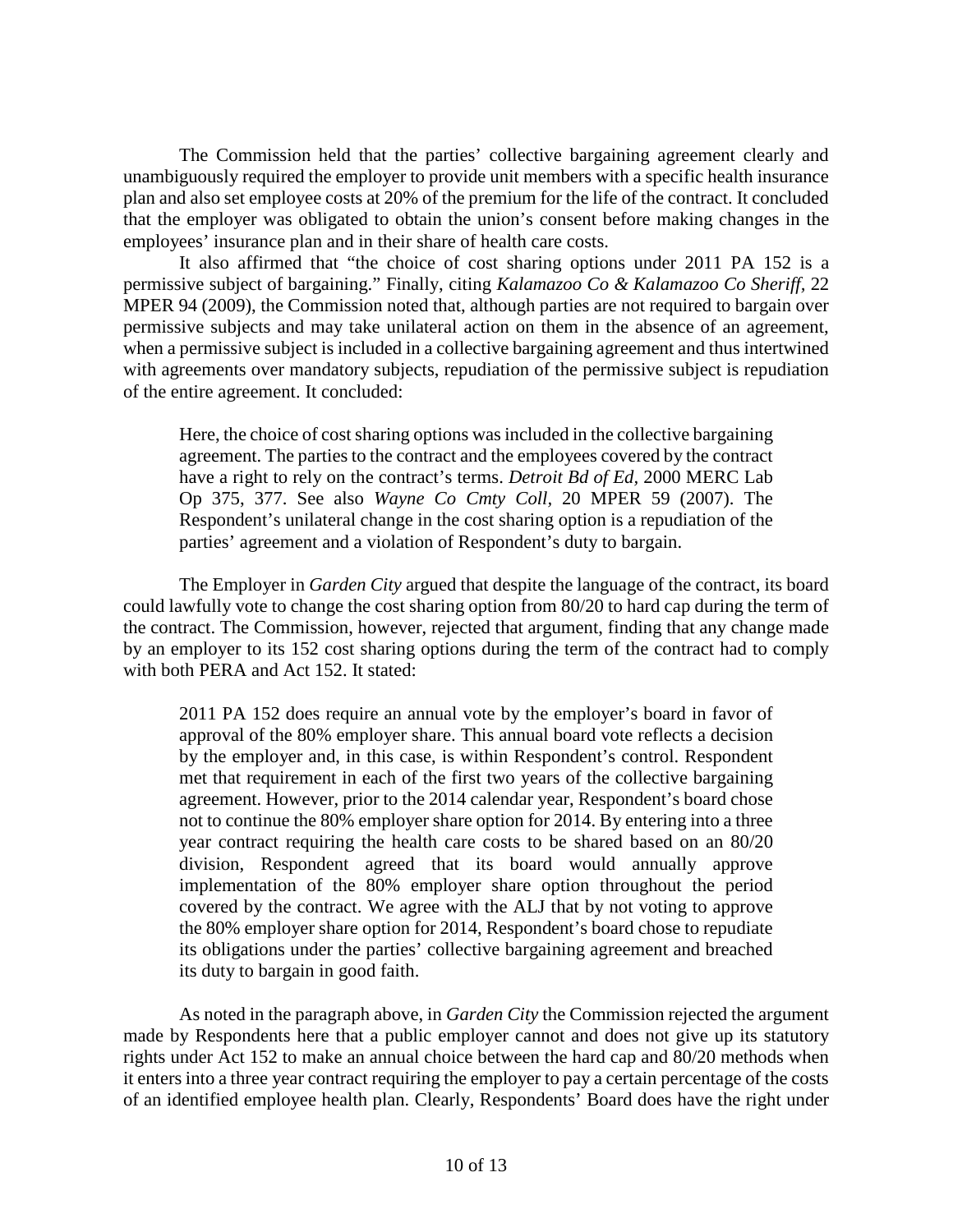The Commission held that the parties' collective bargaining agreement clearly and unambiguously required the employer to provide unit members with a specific health insurance plan and also set employee costs at 20% of the premium for the life of the contract. It concluded that the employer was obligated to obtain the union's consent before making changes in the employees' insurance plan and in their share of health care costs.

It also affirmed that "the choice of cost sharing options under 2011 PA 152 is a permissive subject of bargaining." Finally, citing *Kalamazoo Co & Kalamazoo Co Sheriff*, 22 MPER 94 (2009), the Commission noted that, although parties are not required to bargain over permissive subjects and may take unilateral action on them in the absence of an agreement, when a permissive subject is included in a collective bargaining agreement and thus intertwined with agreements over mandatory subjects, repudiation of the permissive subject is repudiation of the entire agreement. It concluded:

> Here, the choice of cost sharing options was included in the collective bargaining agreement. The parties to the contract and the employees covered by the contract have a right to rely on the contract's terms. *Detroit Bd of Ed*, 2000 MERC Lab Op 375, 377. See also *Wayne Co Cmty Coll*, 20 MPER 59 (2007). The Respondent's unilateral change in the cost sharing option is a repudiation of the parties' agreement and a violation of Respondent's duty to bargain.

The Employer in *Garden City* argued that despite the language of the contract, its board could lawfully vote to change the cost sharing option from 80/20 to hard cap during the term of the contract. The Commission, however, rejected that argument, finding that any change made by an employer to its 152 cost sharing options during the term of the contract had to comply with both PERA and Act 152. It stated:

> 2011 PA 152 does require an annual vote by the employer's board in favor of approval of the 80% employer share. This annual board vote reflects a decision by the employer and, in this case, is within Respondent's control. Respondent met that requirement in each of the first two years of the collective bargaining agreement. However, prior to the 2014 calendar year, Respondent's board chose not to continue the 80% employer share option for 2014. By entering into a three year contract requiring the health care costs to be shared based on an 80/20 division, Respondent agreed that its board would annually approve implementation of the 80% employer share option throughout the period covered by the contract. We agree with the ALJ that by not voting to approve the 80% employer share option for 2014, Respondent's board chose to repudiate its obligations under the parties' collective bargaining agreement and breached its duty to bargain in good faith.

As noted in the paragraph above, in *Garden City* the Commission rejected the argument made by Respondents here that a public employer cannot and does not give up its statutory rights under Act 152 to make an annual choice between the hard cap and 80/20 methods when it enters into a three year contract requiring the employer to pay a certain percentage of the costs of an identified employee health plan. Clearly, Respondents' Board does have the right under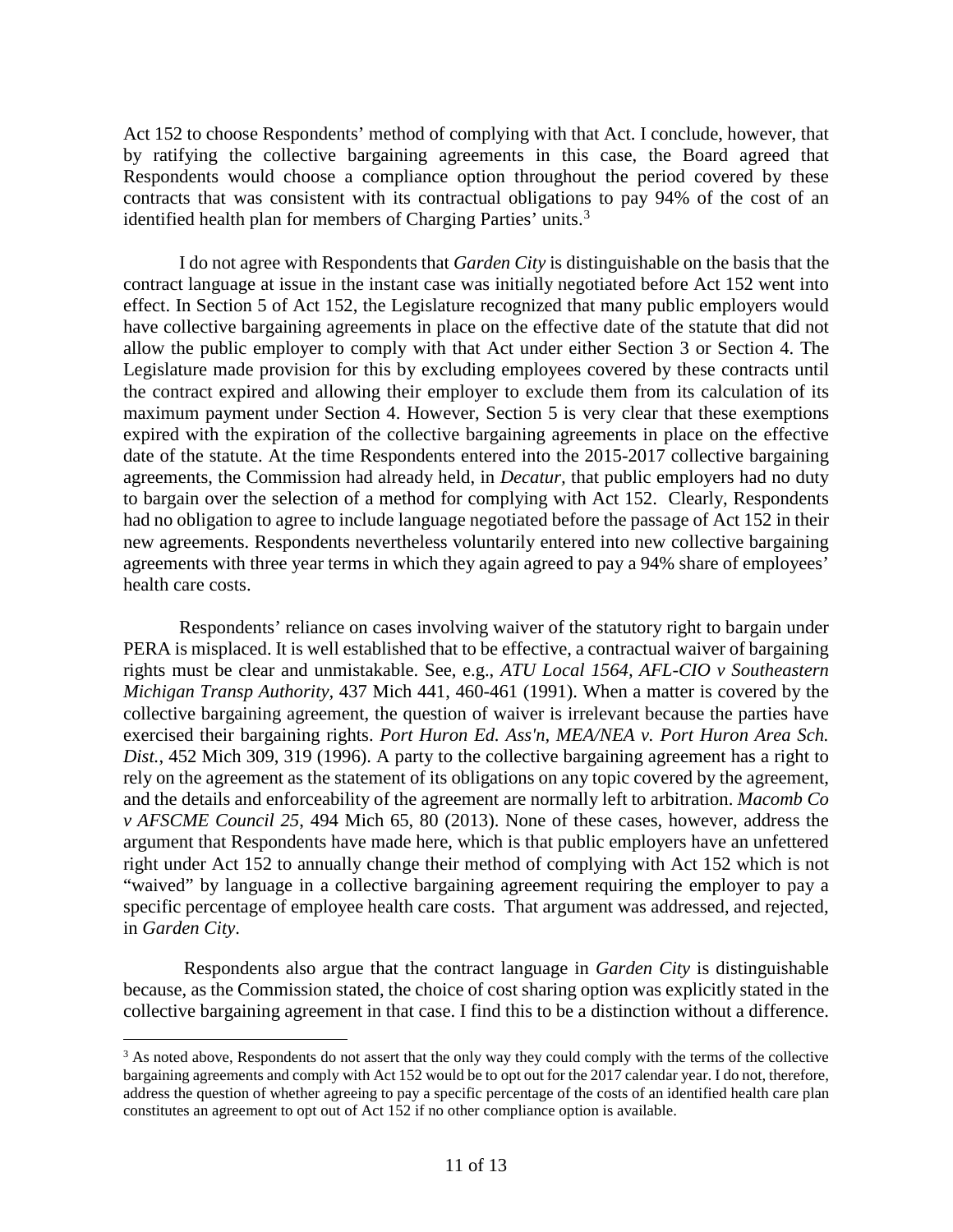Act 152 to choose Respondents' method of complying with that Act. I conclude, however, that by ratifying the collective bargaining agreements in this case, the Board agreed that Respondents would choose a compliance option throughout the period covered by these contracts that was consistent with its contractual obligations to pay 94% of the cost of an identified health plan for members of Charging Parties' units.[3]

I do not agree with Respondents that *Garden City* is distinguishable on the basis that the contract language at issue in the instant case was initially negotiated before Act 152 went into effect. In Section 5 of Act 152, the Legislature recognized that many public employers would have collective bargaining agreements in place on the effective date of the statute that did not allow the public employer to comply with that Act under either Section 3 or Section 4. The Legislature made provision for this by excluding employees covered by these contracts until the contract expired and allowing their employer to exclude them from its calculation of its maximum payment under Section 4. However, Section 5 is very clear that these exemptions expired with the expiration of the collective bargaining agreements in place on the effective date of the statute. At the time Respondents entered into the 2015-2017 collective bargaining agreements, the Commission had already held, in *Decatur*, that public employers had no duty to bargain over the selection of a method for complying with Act 152. Clearly, Respondents had no obligation to agree to include language negotiated before the passage of Act 152 in their new agreements. Respondents nevertheless voluntarily entered into new collective bargaining agreements with three year terms in which they again agreed to pay a 94% share of employees' health care costs.

Respondents' reliance on cases involving waiver of the statutory right to bargain under PERA is misplaced. It is well established that to be effective, a contractual waiver of bargaining rights must be clear and unmistakable. See, e.g., *ATU Local 1564, AFL-CIO v Southeastern Michigan Transp Authority*, 437 Mich 441, 460-461 (1991). When a matter is covered by the collective bargaining agreement, the question of waiver is irrelevant because the parties have exercised their bargaining rights. *Port Huron Ed. Ass'n, MEA/NEA v. Port Huron Area Sch. Dist.*, 452 Mich 309, 319 (1996). A party to the collective bargaining agreement has a right to rely on the agreement as the statement of its obligations on any topic covered by the agreement, and the details and enforceability of the agreement are normally left to arbitration. *Macomb Co v AFSCME Council 25*, 494 Mich 65, 80 (2013). None of these cases, however, address the argument that Respondents have made here, which is that public employers have an unfettered right under Act 152 to annually change their method of complying with Act 152 which is not "waived" by language in a collective bargaining agreement requiring the employer to pay a specific percentage of employee health care costs. That argument was addressed, and rejected, in *Garden City*.

Respondents also argue that the contract language in *Garden City* is distinguishable because, as the Commission stated, the choice of cost sharing option was explicitly stated in the collective bargaining agreement in that case. I find this to be a distinction without a difference.

---

[3] As noted above, Respondents do not assert that the only way they could comply with the terms of the collective bargaining agreements and comply with Act 152 would be to opt out for the 2017 calendar year. I do not, therefore, address the question of whether agreeing to pay a specific percentage of the costs of an identified health care plan constitutes an agreement to opt out of Act 152 if no other compliance option is available.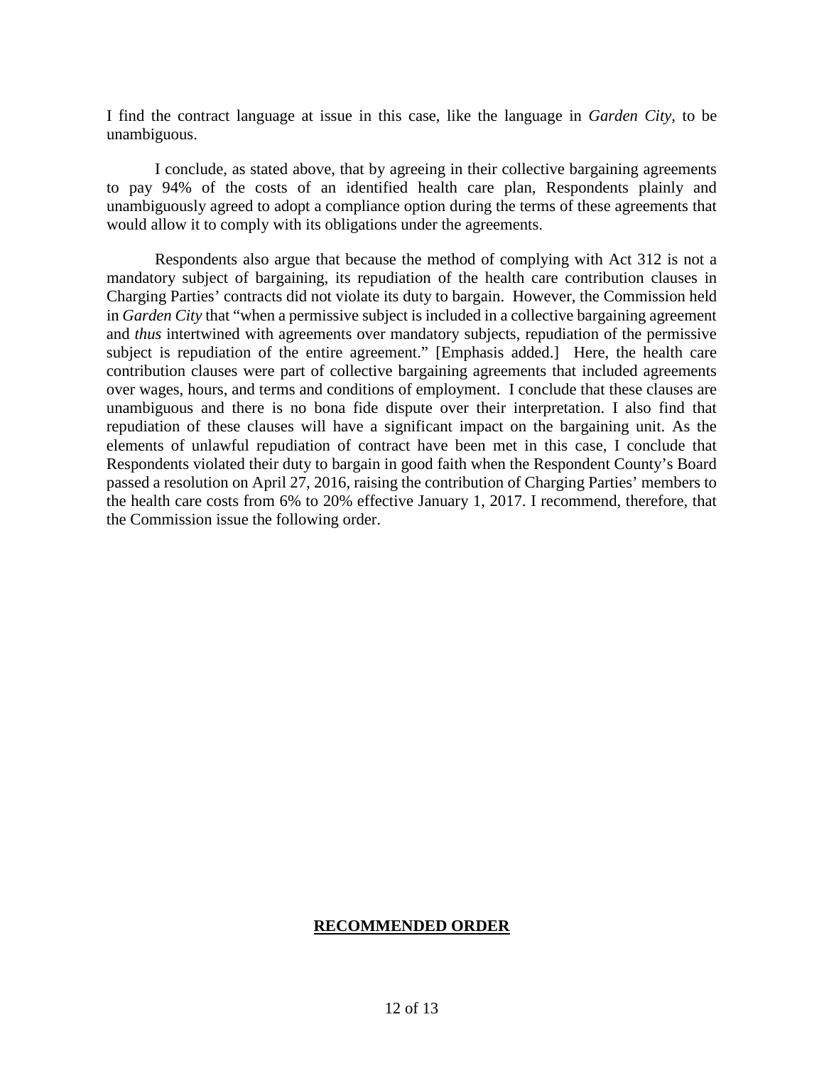I find the contract language at issue in this case, like the language in *Garden City*, to be unambiguous.

I conclude, as stated above, that by agreeing in their collective bargaining agreements to pay 94% of the costs of an identified health care plan, Respondents plainly and unambiguously agreed to adopt a compliance option during the terms of these agreements that would allow it to comply with its obligations under the agreements.

Respondents also argue that because the method of complying with Act 312 is not a mandatory subject of bargaining, its repudiation of the health care contribution clauses in Charging Parties' contracts did not violate its duty to bargain. However, the Commission held in *Garden City* that "when a permissive subject is included in a collective bargaining agreement and *thus* intertwined with agreements over mandatory subjects, repudiation of the permissive subject is repudiation of the entire agreement." [Emphasis added.] Here, the health care contribution clauses were part of collective bargaining agreements that included agreements over wages, hours, and terms and conditions of employment. I conclude that these clauses are unambiguous and there is no bona fide dispute over their interpretation. I also find that repudiation of these clauses will have a significant impact on the bargaining unit. As the elements of unlawful repudiation of contract have been met in this case, I conclude that Respondents violated their duty to bargain in good faith when the Respondent County's Board passed a resolution on April 27, 2016, raising the contribution of Charging Parties' members to the health care costs from 6% to 20% effective January 1, 2017. I recommend, therefore, that the Commission issue the following order.

## RECOMMENDED ORDER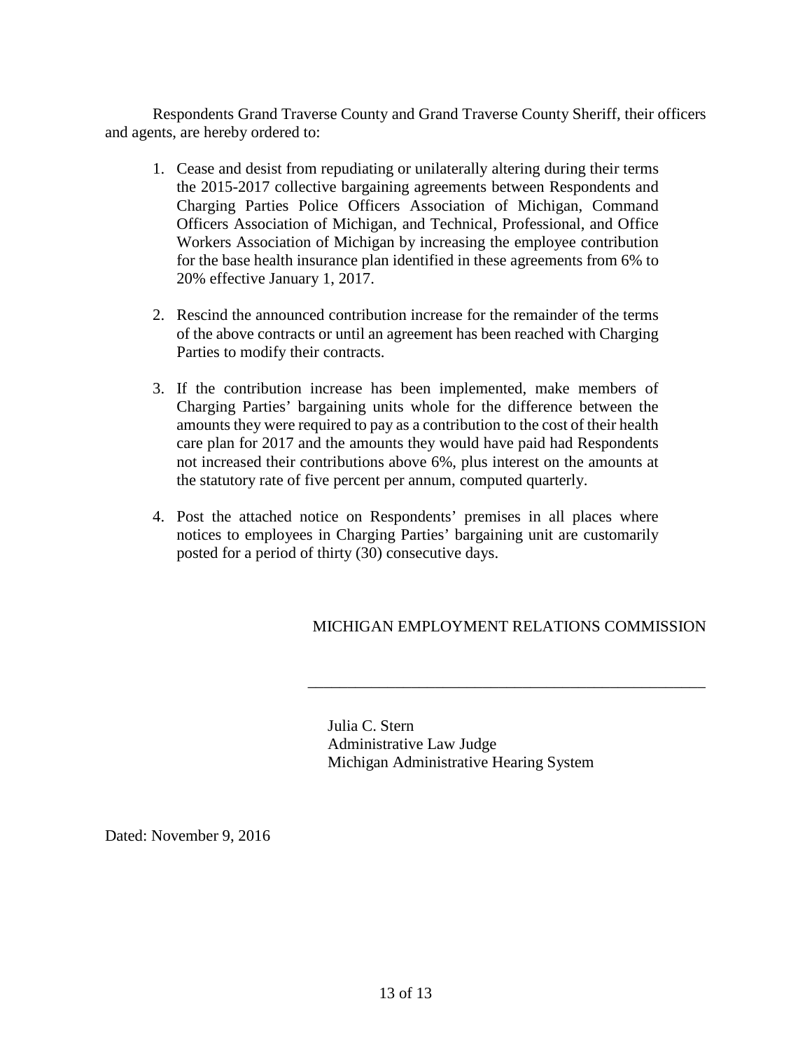Respondents Grand Traverse County and Grand Traverse County Sheriff, their officers and agents, are hereby ordered to:

1. Cease and desist from repudiating or unilaterally altering during their terms the 2015-2017 collective bargaining agreements between Respondents and Charging Parties Police Officers Association of Michigan, Command Officers Association of Michigan, and Technical, Professional, and Office Workers Association of Michigan by increasing the employee contribution for the base health insurance plan identified in these agreements from 6% to 20% effective January 1, 2017.

2. Rescind the announced contribution increase for the remainder of the terms of the above contracts or until an agreement has been reached with Charging Parties to modify their contracts.

3. If the contribution increase has been implemented, make members of Charging Parties' bargaining units whole for the difference between the amounts they were required to pay as a contribution to the cost of their health care plan for 2017 and the amounts they would have paid had Respondents not increased their contributions above 6%, plus interest on the amounts at the statutory rate of five percent per annum, computed quarterly.

4. Post the attached notice on Respondents' premises in all places where notices to employees in Charging Parties' bargaining unit are customarily posted for a period of thirty (30) consecutive days.

MICHIGAN EMPLOYMENT RELATIONS COMMISSION

\_\_\_\_\_\_\_\_\_\_\_\_\_\_\_\_\_\_\_\_\_\_\_\_\_\_\_\_\_\_\_\_\_\_\_\_\_\_\_\_\_\_\_\_\_\_

Julia C. Stern
Administrative Law Judge
Michigan Administrative Hearing System

Dated: November 9, 2016